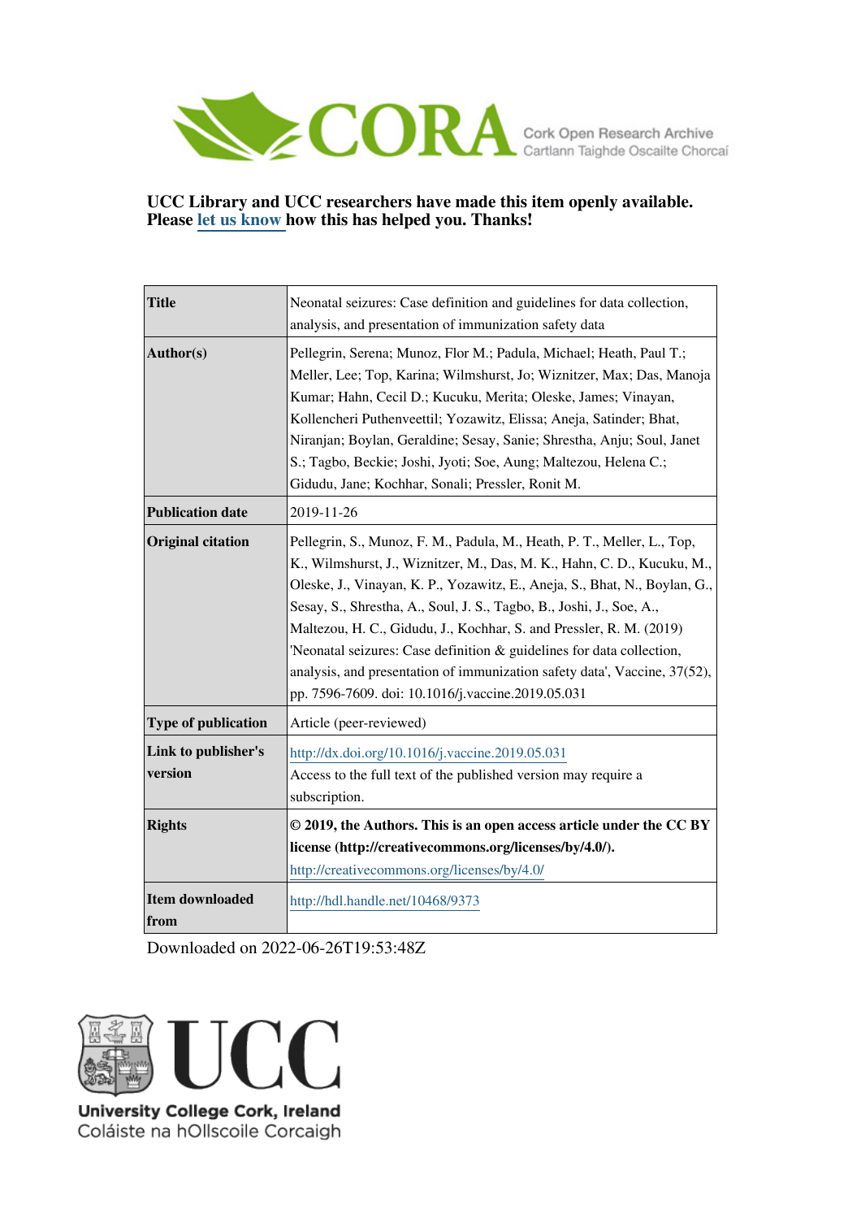UCC Library and UCC researchers have made this item openly available.
Please let us know how this has helped you. Thanks!

| | |
|---|---|
| **Title** | Neonatal seizures: Case definition and guidelines for data collection, analysis, and presentation of immunization safety data |
| **Author(s)** | Pellegrin, Serena; Munoz, Flor M.; Padula, Michael; Heath, Paul T.; Meller, Lee; Top, Karina; Wilmshurst, Jo; Wiznitzer, Max; Das, Manoja Kumar; Hahn, Cecil D.; Kucuku, Merita; Oleske, James; Vinayan, Kollencheri Puthenveettil; Yozawitz, Elissa; Aneja, Satinder; Bhat, Niranjan; Boylan, Geraldine; Sesay, Sanie; Shrestha, Anju; Soul, Janet S.; Tagbo, Beckie; Joshi, Jyoti; Soe, Aung; Maltezou, Helena C.; Gidudu, Jane; Kochhar, Sonali; Pressler, Ronit M. |
| **Publication date** | 2019-11-26 |
| **Original citation** | Pellegrin, S., Munoz, F. M., Padula, M., Heath, P. T., Meller, L., Top, K., Wilmshurst, J., Wiznitzer, M., Das, M. K., Hahn, C. D., Kucuku, M., Oleske, J., Vinayan, K. P., Yozawitz, E., Aneja, S., Bhat, N., Boylan, G., Sesay, S., Shrestha, A., Soul, J. S., Tagbo, B., Joshi, J., Soe, A., Maltezou, H. C., Gidudu, J., Kochhar, S. and Pressler, R. M. (2019) 'Neonatal seizures: Case definition & guidelines for data collection, analysis, and presentation of immunization safety data', Vaccine, 37(52), pp. 7596-7609. doi: 10.1016/j.vaccine.2019.05.031 |
| **Type of publication** | Article (peer-reviewed) |
| **Link to publisher's version** | http://dx.doi.org/10.1016/j.vaccine.2019.05.031 Access to the full text of the published version may require a subscription. |
| **Rights** | **© 2019, the Authors. This is an open access article under the CC BY license (http://creativecommons.org/licenses/by/4.0/).** http://creativecommons.org/licenses/by/4.0/ |
| **Item downloaded from** | http://hdl.handle.net/10468/9373 |

Downloaded on 2022-06-26T19:53:48Z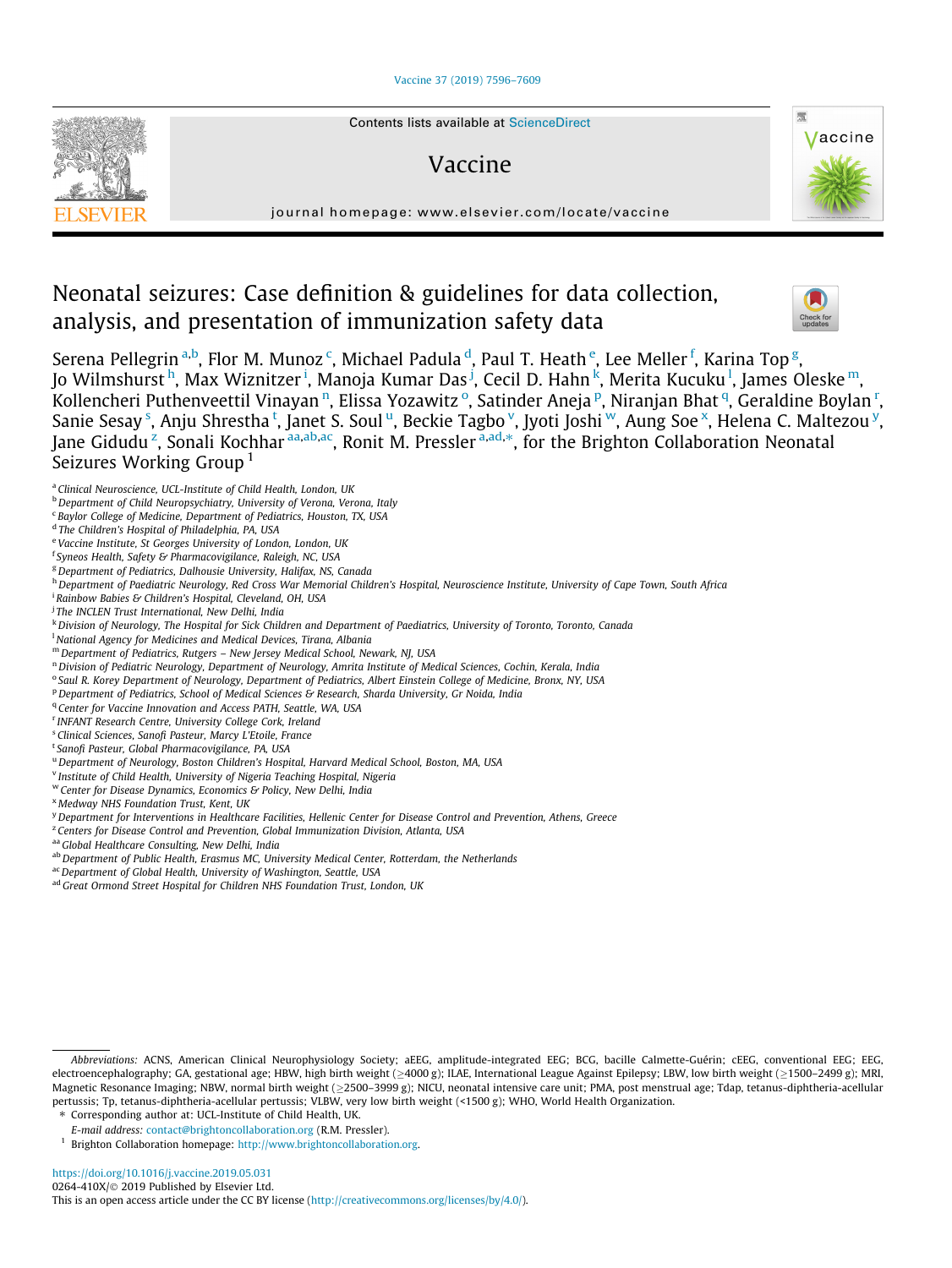# Neonatal seizures: Case definition & guidelines for data collection, analysis, and presentation of immunization safety data

Serena Pellegrin[a,b], Flor M. Munoz[c], Michael Padula[d], Paul T. Heath[e], Lee Meller[f], Karina Top[g], Jo Wilmshurst[h], Max Wiznitzer[i], Manoja Kumar Das[j], Cecil D. Hahn[k], Merita Kucuku[l], James Oleske[m], Kollencheri Puthenveettil Vinayan[n], Elissa Yozawitz[o], Satinder Aneja[p], Niranjan Bhat[q], Geraldine Boylan[r], Sanie Sesay[s], Anju Shrestha[t], Janet S. Soul[u], Beckie Tagbo[v], Jyoti Joshi[w], Aung Soe[x], Helena C. Maltezou[y], Jane Gidudu[z], Sonali Kochhar[aa,ab,ac], Ronit M. Pressler[a,ad,*], for the Brighton Collaboration Neonatal Seizures Working Group[1]

[a] Clinical Neuroscience, UCL-Institute of Child Health, London, UK
[b] Department of Child Neuropsychiatry, University of Verona, Verona, Italy
[c] Baylor College of Medicine, Department of Pediatrics, Houston, TX, USA
[d] The Children's Hospital of Philadelphia, PA, USA
[e] Vaccine Institute, St Georges University of London, London, UK
[f] Syneos Health, Safety & Pharmacovigilance, Raleigh, NC, USA
[g] Department of Pediatrics, Dalhousie University, Halifax, NS, Canada
[h] Department of Paediatric Neurology, Red Cross War Memorial Children's Hospital, Neuroscience Institute, University of Cape Town, South Africa
[i] Rainbow Babies & Children's Hospital, Cleveland, OH, USA
[j] The INCLEN Trust International, New Delhi, India
[k] Division of Neurology, The Hospital for Sick Children and Department of Paediatrics, University of Toronto, Toronto, Canada
[l] National Agency for Medicines and Medical Devices, Tirana, Albania
[m] Department of Pediatrics, Rutgers – New Jersey Medical School, Newark, NJ, USA
[n] Division of Pediatric Neurology, Department of Neurology, Amrita Institute of Medical Sciences, Cochin, Kerala, India
[o] Saul R. Korey Department of Neurology, Department of Pediatrics, Albert Einstein College of Medicine, Bronx, NY, USA
[p] Department of Pediatrics, School of Medical Sciences & Research, Sharda University, Gr Noida, India
[q] Center for Vaccine Innovation and Access PATH, Seattle, WA, USA
[r] INFANT Research Centre, University College Cork, Ireland
[s] Clinical Sciences, Sanofi Pasteur, Marcy L'Etoile, France
[t] Sanofi Pasteur, Global Pharmacovigilance, PA, USA
[u] Department of Neurology, Boston Children's Hospital, Harvard Medical School, Boston, MA, USA
[v] Institute of Child Health, University of Nigeria Teaching Hospital, Nigeria
[w] Center for Disease Dynamics, Economics & Policy, New Delhi, India
[x] Medway NHS Foundation Trust, Kent, UK
[y] Department for Interventions in Healthcare Facilities, Hellenic Center for Disease Control and Prevention, Athens, Greece
[z] Centers for Disease Control and Prevention, Global Immunization Division, Atlanta, USA
[aa] Global Healthcare Consulting, New Delhi, India
[ab] Department of Public Health, Erasmus MC, University Medical Center, Rotterdam, the Netherlands
[ac] Department of Global Health, University of Washington, Seattle, USA
[ad] Great Ormond Street Hospital for Children NHS Foundation Trust, London, UK

*Abbreviations:* ACNS, American Clinical Neurophysiology Society; aEEG, amplitude-integrated EEG; BCG, bacille Calmette-Guérin; cEEG, conventional EEG; EEG, electroencephalography; GA, gestational age; HBW, high birth weight (≥4000 g); ILAE, International League Against Epilepsy; LBW, low birth weight (≥1500–2499 g); MRI, Magnetic Resonance Imaging; NBW, normal birth weight (≥2500–3999 g); NICU, neonatal intensive care unit; PMA, post menstrual age; Tdap, tetanus-diphtheria-acellular pertussis; Tp, tetanus-diphtheria-acellular pertussis; VLBW, very low birth weight (<1500 g); WHO, World Health Organization.

\* Corresponding author at: UCL-Institute of Child Health, UK.
*E-mail address:* contact@brightoncollaboration.org (R.M. Pressler).

[1] Brighton Collaboration homepage: http://www.brightoncollaboration.org.

https://doi.org/10.1016/j.vaccine.2019.05.031
0264-410X/© 2019 Published by Elsevier Ltd.
This is an open access article under the CC BY license (http://creativecommons.org/licenses/by/4.0/).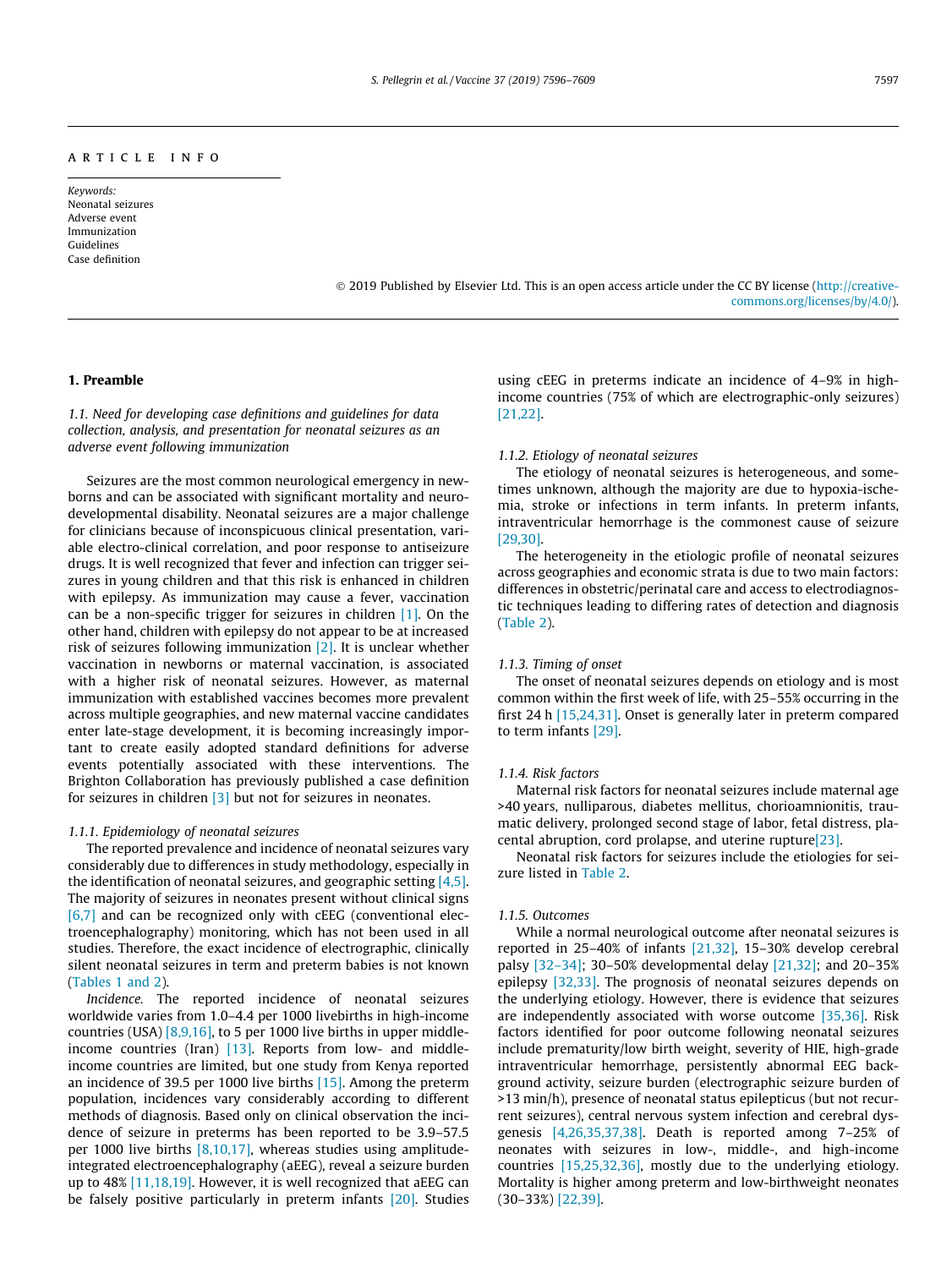ARTICLE INFO

*Keywords:*
Neonatal seizures
Adverse event
Immunization
Guidelines
Case definition

© 2019 Published by Elsevier Ltd. This is an open access article under the CC BY license (http://creativecommons.org/licenses/by/4.0/).

## 1. Preamble

### *1.1. Need for developing case definitions and guidelines for data collection, analysis, and presentation for neonatal seizures as an adverse event following immunization*

Seizures are the most common neurological emergency in newborns and can be associated with significant mortality and neurodevelopmental disability. Neonatal seizures are a major challenge for clinicians because of inconspicuous clinical presentation, variable electro-clinical correlation, and poor response to antiseizure drugs. It is well recognized that fever and infection can trigger seizures in young children and that this risk is enhanced in children with epilepsy. As immunization may cause a fever, vaccination can be a non-specific trigger for seizures in children [1]. On the other hand, children with epilepsy do not appear to be at increased risk of seizures following immunization [2]. It is unclear whether vaccination in newborns or maternal vaccination, is associated with a higher risk of neonatal seizures. However, as maternal immunization with established vaccines becomes more prevalent across multiple geographies, and new maternal vaccine candidates enter late-stage development, it is becoming increasingly important to create easily adopted standard definitions for adverse events potentially associated with these interventions. The Brighton Collaboration has previously published a case definition for seizures in children [3] but not for seizures in neonates.

#### *1.1.1. Epidemiology of neonatal seizures*

The reported prevalence and incidence of neonatal seizures vary considerably due to differences in study methodology, especially in the identification of neonatal seizures, and geographic setting [4,5]. The majority of seizures in neonates present without clinical signs [6,7] and can be recognized only with cEEG (conventional electroencephalography) monitoring, which has not been used in all studies. Therefore, the exact incidence of electrographic, clinically silent neonatal seizures in term and preterm babies is not known (Tables 1 and 2).

*Incidence.* The reported incidence of neonatal seizures worldwide varies from 1.0–4.4 per 1000 livebirths in high-income countries (USA) [8,9,16], to 5 per 1000 live births in upper middle-income countries (Iran) [13]. Reports from low- and middle-income countries are limited, but one study from Kenya reported an incidence of 39.5 per 1000 live births [15]. Among the preterm population, incidences vary considerably according to different methods of diagnosis. Based only on clinical observation the incidence of seizure in preterms has been reported to be 3.9–57.5 per 1000 live births [8,10,17], whereas studies using amplitude-integrated electroencephalography (aEEG), reveal a seizure burden up to 48% [11,18,19]. However, it is well recognized that aEEG can be falsely positive particularly in preterm infants [20]. Studies using cEEG in preterms indicate an incidence of 4–9% in high-income countries (75% of which are electrographic-only seizures) [21,22].

#### *1.1.2. Etiology of neonatal seizures*

The etiology of neonatal seizures is heterogeneous, and sometimes unknown, although the majority are due to hypoxia-ischemia, stroke or infections in term infants. In preterm infants, intraventricular hemorrhage is the commonest cause of seizure [29,30].

The heterogeneity in the etiologic profile of neonatal seizures across geographies and economic strata is due to two main factors: differences in obstetric/perinatal care and access to electrodiagnostic techniques leading to differing rates of detection and diagnosis (Table 2).

#### *1.1.3. Timing of onset*

The onset of neonatal seizures depends on etiology and is most common within the first week of life, with 25–55% occurring in the first 24 h [15,24,31]. Onset is generally later in preterm compared to term infants [29].

#### *1.1.4. Risk factors*

Maternal risk factors for neonatal seizures include maternal age >40 years, nulliparous, diabetes mellitus, chorioamnionitis, traumatic delivery, prolonged second stage of labor, fetal distress, placental abruption, cord prolapse, and uterine rupture[23].

Neonatal risk factors for seizures include the etiologies for seizure listed in Table 2.

#### *1.1.5. Outcomes*

While a normal neurological outcome after neonatal seizures is reported in 25–40% of infants [21,32], 15–30% develop cerebral palsy [32–34]; 30–50% developmental delay [21,32]; and 20–35% epilepsy [32,33]. The prognosis of neonatal seizures depends on the underlying etiology. However, there is evidence that seizures are independently associated with worse outcome [35,36]. Risk factors identified for poor outcome following neonatal seizures include prematurity/low birth weight, severity of HIE, high-grade intraventricular hemorrhage, persistently abnormal EEG background activity, seizure burden (electrographic seizure burden of >13 min/h), presence of neonatal status epilepticus (but not recurrent seizures), central nervous system infection and cerebral dysgenesis [4,26,35,37,38]. Death is reported among 7–25% of neonates with seizures in low-, middle-, and high-income countries [15,25,32,36], mostly due to the underlying etiology. Mortality is higher among preterm and low-birthweight neonates (30–33%) [22,39].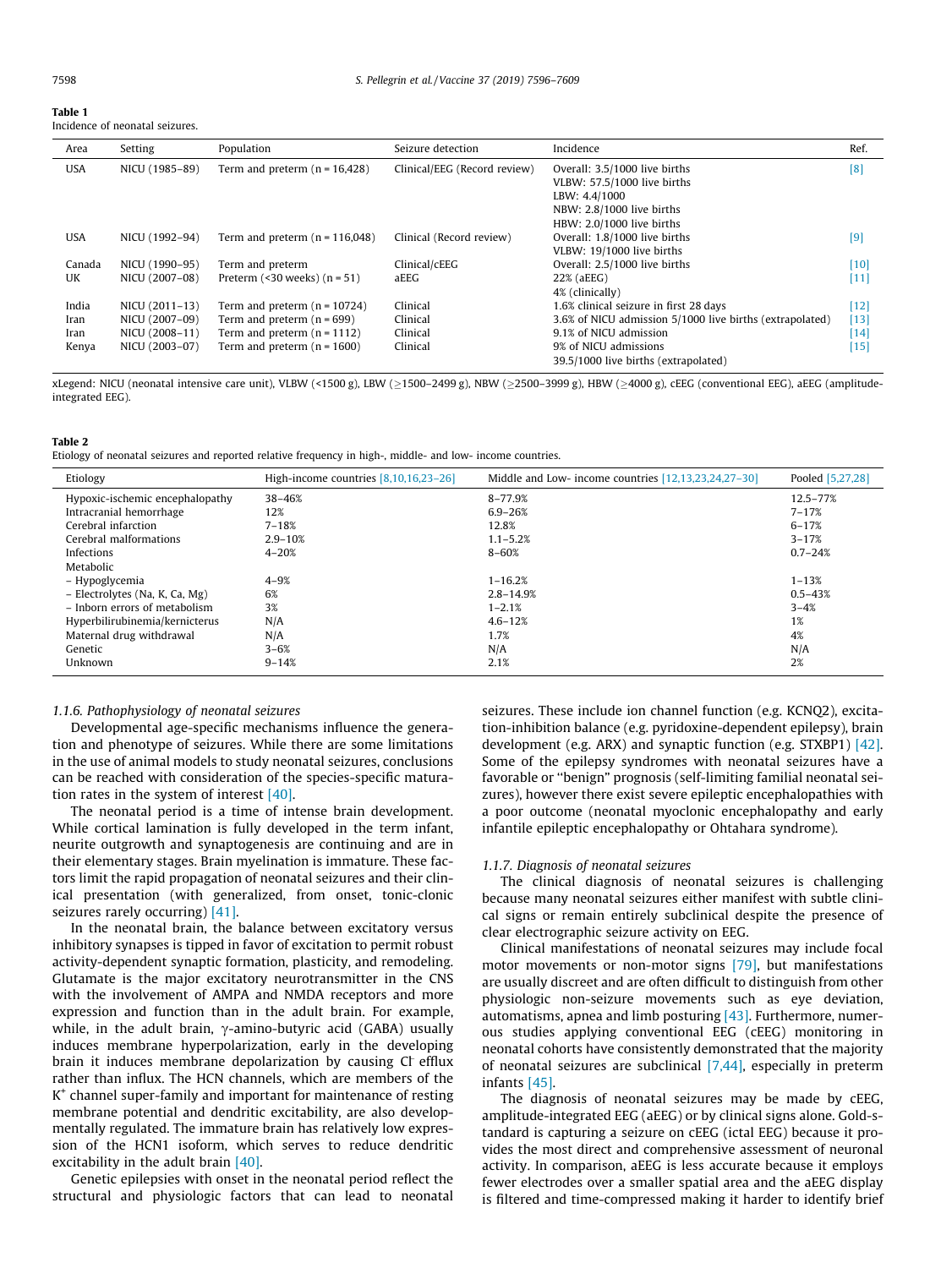**Table 1**
Incidence of neonatal seizures.

| Area | Setting | Population | Seizure detection | Incidence | Ref. |
|---|---|---|---|---|---|
| USA | NICU (1985–89) | Term and preterm (n = 16,428) | Clinical/EEG (Record review) | Overall: 3.5/1000 live births<br>VLBW: 57.5/1000 live births<br>LBW: 4.4/1000<br>NBW: 2.8/1000 live births<br>HBW: 2.0/1000 live births | [8] |
| USA | NICU (1992–94) | Term and preterm (n = 116,048) | Clinical (Record review) | Overall: 1.8/1000 live births<br>VLBW: 19/1000 live births | [9] |
| Canada | NICU (1990–95) | Term and preterm | Clinical/cEEG | Overall: 2.5/1000 live births | [10] |
| UK | NICU (2007–08) | Preterm (<30 weeks) (n = 51) | aEEG | 22% (aEEG)<br>4% (clinically) | [11] |
| India | NICU (2011–13) | Term and preterm (n = 10724) | Clinical | 1.6% clinical seizure in first 28 days | [12] |
| Iran | NICU (2007–09) | Term and preterm (n = 699) | Clinical | 3.6% of NICU admission 5/1000 live births (extrapolated) | [13] |
| Iran | NICU (2008–11) | Term and preterm (n = 1112) | Clinical | 9.1% of NICU admission | [14] |
| Kenya | NICU (2003–07) | Term and preterm (n = 1600) | Clinical | 9% of NICU admissions<br>39.5/1000 live births (extrapolated) | [15] |

xLegend: NICU (neonatal intensive care unit), VLBW (<1500 g), LBW (≥1500–2499 g), NBW (≥2500–3999 g), HBW (≥4000 g), cEEG (conventional EEG), aEEG (amplitude-integrated EEG).

**Table 2**
Etiology of neonatal seizures and reported relative frequency in high-, middle- and low- income countries.

| Etiology | High-income countries [8,10,16,23–26] | Middle and Low- income countries [12,13,23,24,27–30] | Pooled [5,27,28] |
|---|---|---|---|
| Hypoxic-ischemic encephalopathy | 38–46% | 8–77.9% | 12.5–77% |
| Intracranial hemorrhage | 12% | 6.9–26% | 7–17% |
| Cerebral infarction | 7–18% | 12.8% | 6–17% |
| Cerebral malformations | 2.9–10% | 1.1–5.2% | 3–17% |
| Infections | 4–20% | 8–60% | 0.7–24% |
| Metabolic | | | |
| – Hypoglycemia | 4–9% | 1–16.2% | 1–13% |
| – Electrolytes (Na, K, Ca, Mg) | 6% | 2.8–14.9% | 0.5–43% |
| – Inborn errors of metabolism | 3% | 1–2.1% | 3–4% |
| Hyperbilirubinemia/kernicterus | N/A | 4.6–12% | 1% |
| Maternal drug withdrawal | N/A | 1.7% | 4% |
| Genetic | 3–6% | N/A | N/A |
| Unknown | 9–14% | 2.1% | 2% |

#### 1.1.6. Pathophysiology of neonatal seizures

Developmental age-specific mechanisms influence the generation and phenotype of seizures. While there are some limitations in the use of animal models to study neonatal seizures, conclusions can be reached with consideration of the species-specific maturation rates in the system of interest [40].

The neonatal period is a time of intense brain development. While cortical lamination is fully developed in the term infant, neurite outgrowth and synaptogenesis are continuing and are in their elementary stages. Brain myelination is immature. These factors limit the rapid propagation of neonatal seizures and their clinical presentation (with generalized, from onset, tonic-clonic seizures rarely occurring) [41].

In the neonatal brain, the balance between excitatory versus inhibitory synapses is tipped in favor of excitation to permit robust activity-dependent synaptic formation, plasticity, and remodeling. Glutamate is the major excitatory neurotransmitter in the CNS with the involvement of AMPA and NMDA receptors and more expression and function than in the adult brain. For example, while, in the adult brain, γ-amino-butyric acid (GABA) usually induces membrane hyperpolarization, early in the developing brain it induces membrane depolarization by causing $Cl^-$ efflux rather than influx. The HCN channels, which are members of the $K^+$ channel super-family and important for maintenance of resting membrane potential and dendritic excitability, are also developmentally regulated. The immature brain has relatively low expression of the HCN1 isoform, which serves to reduce dendritic excitability in the adult brain [40].

Genetic epilepsies with onset in the neonatal period reflect the structural and physiologic factors that can lead to neonatal seizures. These include ion channel function (e.g. KCNQ2), excitation-inhibition balance (e.g. pyridoxine-dependent epilepsy), brain development (e.g. ARX) and synaptic function (e.g. STXBP1) [42]. Some of the epilepsy syndromes with neonatal seizures have a favorable or "benign" prognosis (self-limiting familial neonatal seizures), however there exist severe epileptic encephalopathies with a poor outcome (neonatal myoclonic encephalopathy and early infantile epileptic encephalopathy or Ohtahara syndrome).

#### 1.1.7. Diagnosis of neonatal seizures

The clinical diagnosis of neonatal seizures is challenging because many neonatal seizures either manifest with subtle clinical signs or remain entirely subclinical despite the presence of clear electrographic seizure activity on EEG.

Clinical manifestations of neonatal seizures may include focal motor movements or non-motor signs [79], but manifestations are usually discreet and are often difficult to distinguish from other physiologic non-seizure movements such as eye deviation, automatisms, apnea and limb posturing [43]. Furthermore, numerous studies applying conventional EEG (cEEG) monitoring in neonatal cohorts have consistently demonstrated that the majority of neonatal seizures are subclinical [7,44], especially in preterm infants [45].

The diagnosis of neonatal seizures may be made by cEEG, amplitude-integrated EEG (aEEG) or by clinical signs alone. Gold-standard is capturing a seizure on cEEG (ictal EEG) because it provides the most direct and comprehensive assessment of neuronal activity. In comparison, aEEG is less accurate because it employs fewer electrodes over a smaller spatial area and the aEEG display is filtered and time-compressed making it harder to identify brief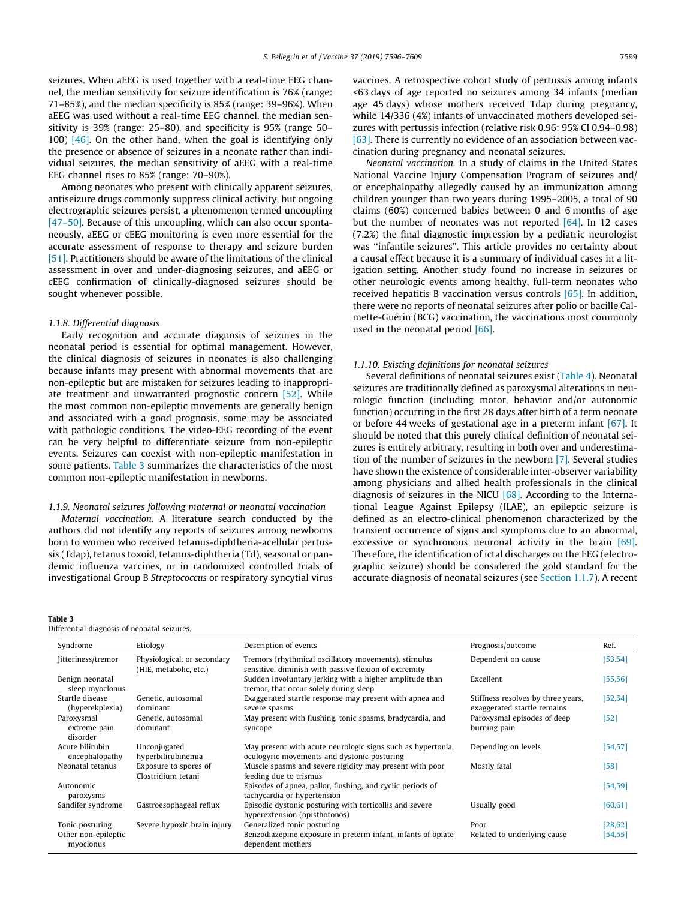seizures. When aEEG is used together with a real-time EEG channel, the median sensitivity for seizure identification is 76% (range: 71–85%), and the median specificity is 85% (range: 39–96%). When aEEG was used without a real-time EEG channel, the median sensitivity is 39% (range: 25–80), and specificity is 95% (range 50–100) [46]. On the other hand, when the goal is identifying only the presence or absence of seizures in a neonate rather than individual seizures, the median sensitivity of aEEG with a real-time EEG channel rises to 85% (range: 70–90%).

Among neonates who present with clinically apparent seizures, antiseizure drugs commonly suppress clinical activity, but ongoing electrographic seizures persist, a phenomenon termed uncoupling [47–50]. Because of this uncoupling, which can also occur spontaneously, aEEG or cEEG monitoring is even more essential for the accurate assessment of response to therapy and seizure burden [51]. Practitioners should be aware of the limitations of the clinical assessment in over and under-diagnosing seizures, and aEEG or cEEG confirmation of clinically-diagnosed seizures should be sought whenever possible.

#### 1.1.8. Differential diagnosis

Early recognition and accurate diagnosis of seizures in the neonatal period is essential for optimal management. However, the clinical diagnosis of seizures in neonates is also challenging because infants may present with abnormal movements that are non-epileptic but are mistaken for seizures leading to inappropriate treatment and unwarranted prognostic concern [52]. While the most common non-epileptic movements are generally benign and associated with a good prognosis, some may be associated with pathologic conditions. The video-EEG recording of the event can be very helpful to differentiate seizure from non-epileptic events. Seizures can coexist with non-epileptic manifestation in some patients. Table 3 summarizes the characteristics of the most common non-epileptic manifestation in newborns.

#### 1.1.9. Neonatal seizures following maternal or neonatal vaccination

*Maternal vaccination.* A literature search conducted by the authors did not identify any reports of seizures among newborns born to women who received tetanus-diphtheria-acellular pertussis (Tdap), tetanus toxoid, tetanus-diphtheria (Td), seasonal or pandemic influenza vaccines, or in randomized controlled trials of investigational Group B *Streptococcus* or respiratory syncytial virus vaccines. A retrospective cohort study of pertussis among infants <63 days of age reported no seizures among 34 infants (median age 45 days) whose mothers received Tdap during pregnancy, while 14/336 (4%) infants of unvaccinated mothers developed seizures with pertussis infection (relative risk 0.96; 95% CI 0.94–0.98) [63]. There is currently no evidence of an association between vaccination during pregnancy and neonatal seizures.

*Neonatal vaccination.* In a study of claims in the United States National Vaccine Injury Compensation Program of seizures and/or encephalopathy allegedly caused by an immunization among children younger than two years during 1995–2005, a total of 90 claims (60%) concerned babies between 0 and 6 months of age but the number of neonates was not reported [64]. In 12 cases (7.2%) the final diagnostic impression by a pediatric neurologist was "infantile seizures". This article provides no certainty about a causal effect because it is a summary of individual cases in a litigation setting. Another study found no increase in seizures or other neurologic events among healthy, full-term neonates who received hepatitis B vaccination versus controls [65]. In addition, there were no reports of neonatal seizures after polio or bacille Calmette-Guérin (BCG) vaccination, the vaccinations most commonly used in the neonatal period [66].

#### 1.1.10. Existing definitions for neonatal seizures

Several definitions of neonatal seizures exist (Table 4). Neonatal seizures are traditionally defined as paroxysmal alterations in neurologic function (including motor, behavior and/or autonomic function) occurring in the first 28 days after birth of a term neonate or before 44 weeks of gestational age in a preterm infant [67]. It should be noted that this purely clinical definition of neonatal seizures is entirely arbitrary, resulting in both over and underestimation of the number of seizures in the newborn [7]. Several studies have shown the existence of considerable inter-observer variability among physicians and allied health professionals in the clinical diagnosis of seizures in the NICU [68]. According to the International League Against Epilepsy (ILAE), an epileptic seizure is defined as an electro-clinical phenomenon characterized by the transient occurrence of signs and symptoms due to an abnormal, excessive or synchronous neuronal activity in the brain [69]. Therefore, the identification of ictal discharges on the EEG (electrographic seizure) should be considered the gold standard for the accurate diagnosis of neonatal seizures (see Section 1.1.7). A recent

**Table 3**
Differential diagnosis of neonatal seizures.

| Syndrome | Etiology | Description of events | Prognosis/outcome | Ref. |
|---|---|---|---|---|
| Jitteriness/tremor | Physiological, or secondary (HIE, metabolic, etc.) | Tremors (rhythmical oscillatory movements), stimulus sensitive, diminish with passive flexion of extremity | Dependent on cause | [53,54] |
| Benign neonatal sleep myoclonus | | Sudden involuntary jerking with a higher amplitude than tremor, that occur solely during sleep | Excellent | [55,56] |
| Startle disease (hyperekplexia) | Genetic, autosomal dominant | Exaggerated startle response may present with apnea and severe spasms | Stiffness resolves by three years, exaggerated startle remains | [52,54] |
| Paroxysmal extreme pain disorder | Genetic, autosomal dominant | May present with flushing, tonic spasms, bradycardia, and syncope | Paroxysmal episodes of deep burning pain | [52] |
| Acute bilirubin encephalopathy | Unconjugated hyperbilirubinemia | May present with acute neurologic signs such as hypertonia, oculogyric movements and dystonic posturing | Depending on levels | [54,57] |
| Neonatal tetanus | Exposure to spores of Clostridium tetani | Muscle spasms and severe rigidity may present with poor feeding due to trismus | Mostly fatal | [58] |
| Autonomic paroxysms | | Episodes of apnea, pallor, flushing, and cyclic periods of tachycardia or hypertension | | [54,59] |
| Sandifer syndrome | Gastroesophageal reflux | Episodic dystonic posturing with torticollis and severe hyperextension (opisthotonos) | Usually good | [60,61] |
| Tonic posturing | Severe hypoxic brain injury | Generalized tonic posturing | Poor | [28,62] |
| Other non-epileptic myoclonus | | Benzodiazepine exposure in preterm infant, infants of opiate dependent mothers | Related to underlying cause | [54,55] |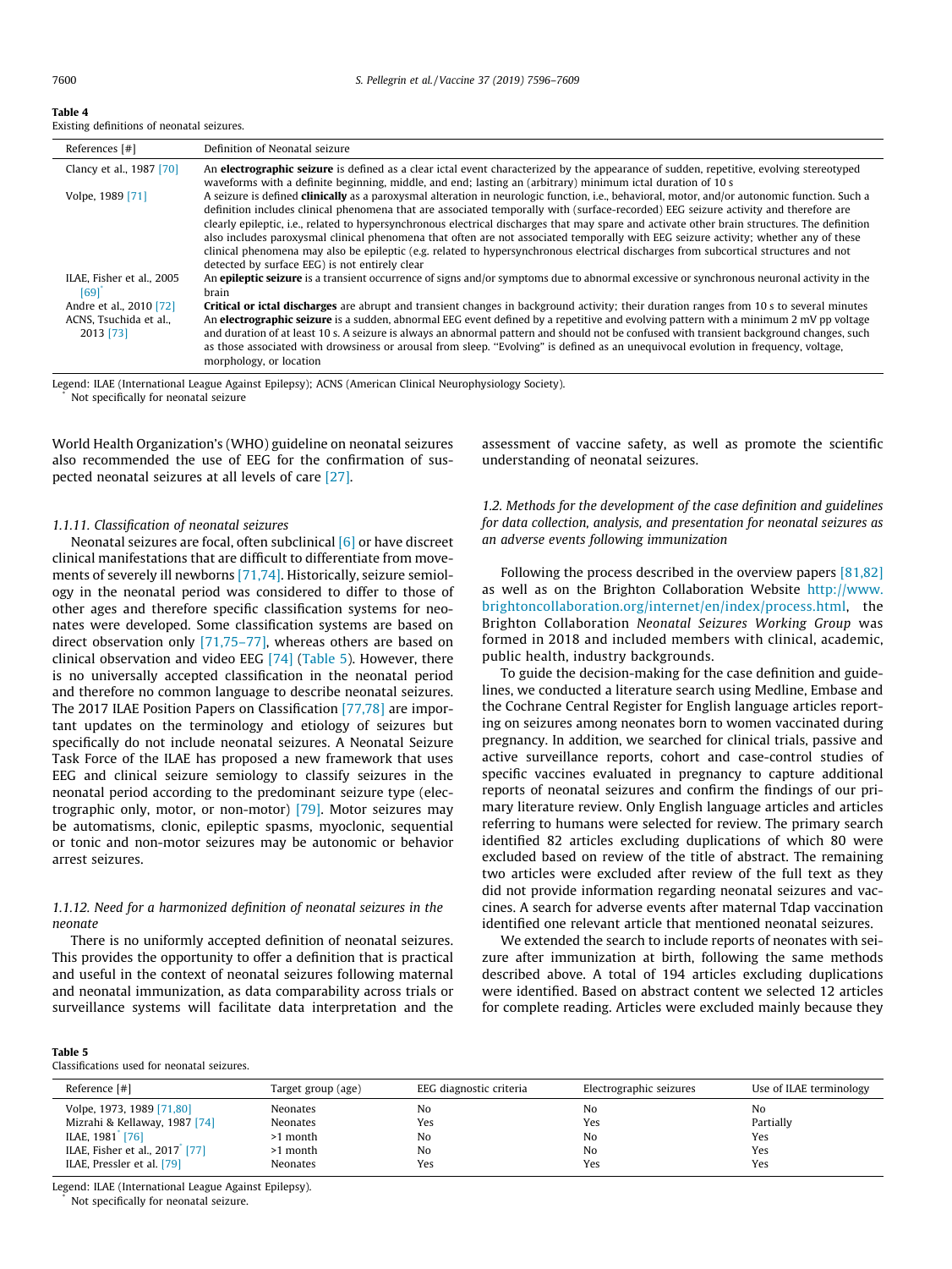**Table 4**
Existing definitions of neonatal seizures.

| References [#] | Definition of Neonatal seizure |
|---|---|
| Clancy et al., 1987 [70] | An **electrographic seizure** is defined as a clear ictal event characterized by the appearance of sudden, repetitive, evolving stereotyped waveforms with a definite beginning, middle, and end; lasting an (arbitrary) minimum ictal duration of 10 s |
| Volpe, 1989 [71] | A seizure is defined **clinically** as a paroxysmal alteration in neurologic function, i.e., behavioral, motor, and/or autonomic function. Such a definition includes clinical phenomena that are associated temporally with (surface-recorded) EEG seizure activity and therefore are clearly epileptic, i.e., related to hypersynchronous electrical discharges that may spare and activate other brain structures. The definition also includes paroxysmal clinical phenomena that often are not associated temporally with EEG seizure activity; whether any of these clinical phenomena may also be epileptic (e.g. related to hypersynchronous electrical discharges from subcortical structures and not detected by surface EEG) is not entirely clear |
| ILAE, Fisher et al., 2005 [69]* | An **epileptic seizure** is a transient occurrence of signs and/or symptoms due to abnormal excessive or synchronous neuronal activity in the brain |
| Andre et al., 2010 [72] | **Critical or ictal discharges** are abrupt and transient changes in background activity; their duration ranges from 10 s to several minutes |
| ACNS, Tsuchida et al., 2013 [73] | An **electrographic seizure** is a sudden, abnormal EEG event defined by a repetitive and evolving pattern with a minimum 2 mV pp voltage and duration of at least 10 s. A seizure is always an abnormal pattern and should not be confused with transient background changes, such as those associated with drowsiness or arousal from sleep. "Evolving" is defined as an unequivocal evolution in frequency, voltage, morphology, or location |

Legend: ILAE (International League Against Epilepsy); ACNS (American Clinical Neurophysiology Society).
* Not specifically for neonatal seizure

World Health Organization's (WHO) guideline on neonatal seizures also recommended the use of EEG for the confirmation of suspected neonatal seizures at all levels of care [27].

#### 1.1.11. Classification of neonatal seizures

Neonatal seizures are focal, often subclinical [6] or have discreet clinical manifestations that are difficult to differentiate from movements of severely ill newborns [71,74]. Historically, seizure semiology in the neonatal period was considered to differ to those of other ages and therefore specific classification systems for neonates were developed. Some classification systems are based on direct observation only [71,75–77], whereas others are based on clinical observation and video EEG [74] (Table 5). However, there is no universally accepted classification in the neonatal period and therefore no common language to describe neonatal seizures. The 2017 ILAE Position Papers on Classification [77,78] are important updates on the terminology and etiology of seizures but specifically do not include neonatal seizures. A Neonatal Seizure Task Force of the ILAE has proposed a new framework that uses EEG and clinical seizure semiology to classify seizures in the neonatal period according to the predominant seizure type (electrographic only, motor, or non-motor) [79]. Motor seizures may be automatisms, clonic, epileptic spasms, myoclonic, sequential or tonic and non-motor seizures may be autonomic or behavior arrest seizures.

#### 1.1.12. Need for a harmonized definition of neonatal seizures in the neonate

There is no uniformly accepted definition of neonatal seizures. This provides the opportunity to offer a definition that is practical and useful in the context of neonatal seizures following maternal and neonatal immunization, as data comparability across trials or surveillance systems will facilitate data interpretation and the assessment of vaccine safety, as well as promote the scientific understanding of neonatal seizures.

### 1.2. Methods for the development of the case definition and guidelines for data collection, analysis, and presentation for neonatal seizures as an adverse events following immunization

Following the process described in the overview papers [81,82] as well as on the Brighton Collaboration Website http://www.brightoncollaboration.org/internet/en/index/process.html, the Brighton Collaboration *Neonatal Seizures Working Group* was formed in 2018 and included members with clinical, academic, public health, industry backgrounds.

To guide the decision-making for the case definition and guidelines, we conducted a literature search using Medline, Embase and the Cochrane Central Register for English language articles reporting on seizures among neonates born to women vaccinated during pregnancy. In addition, we searched for clinical trials, passive and active surveillance reports, cohort and case-control studies of specific vaccines evaluated in pregnancy to capture additional reports of neonatal seizures and confirm the findings of our primary literature review. Only English language articles and articles referring to humans were selected for review. The primary search identified 82 articles excluding duplications of which 80 were excluded based on review of the title of abstract. The remaining two articles were excluded after review of the full text as they did not provide information regarding neonatal seizures and vaccines. A search for adverse events after maternal Tdap vaccination identified one relevant article that mentioned neonatal seizures.

We extended the search to include reports of neonates with seizure after immunization at birth, following the same methods described above. A total of 194 articles excluding duplications were identified. Based on abstract content we selected 12 articles for complete reading. Articles were excluded mainly because they

**Table 5**
Classifications used for neonatal seizures.

| Reference [#] | Target group (age) | EEG diagnostic criteria | Electrographic seizures | Use of ILAE terminology |
|---|---|---|---|---|
| Volpe, 1973, 1989 [71,80] | Neonates | No | No | No |
| Mizrahi & Kellaway, 1987 [74] | Neonates | Yes | Yes | Partially |
| ILAE, 1981* [76] | >1 month | No | No | Yes |
| ILAE, Fisher et al., 2017* [77] | >1 month | No | No | Yes |
| ILAE, Pressler et al. [79] | Neonates | Yes | Yes | Yes |

Legend: ILAE (International League Against Epilepsy).
* Not specifically for neonatal seizure.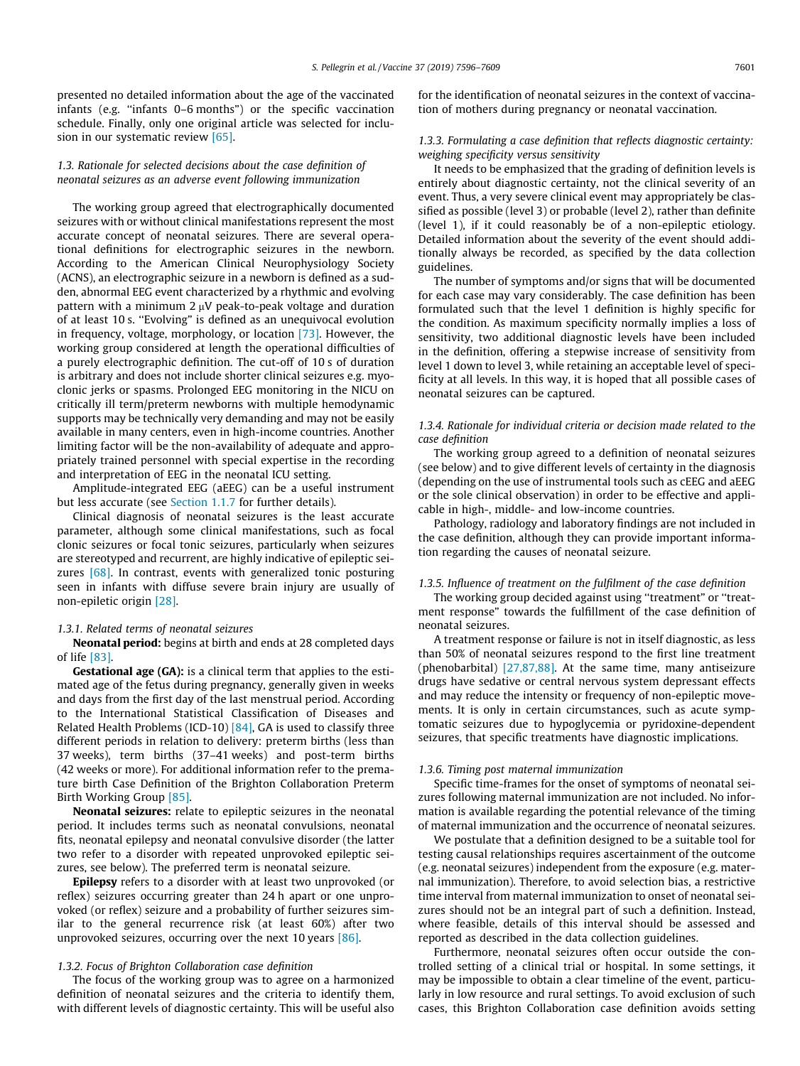presented no detailed information about the age of the vaccinated infants (e.g. "infants 0–6 months") or the specific vaccination schedule. Finally, only one original article was selected for inclusion in our systematic review [65].

### 1.3. Rationale for selected decisions about the case definition of neonatal seizures as an adverse event following immunization

The working group agreed that electrographically documented seizures with or without clinical manifestations represent the most accurate concept of neonatal seizures. There are several operational definitions for electrographic seizures in the newborn. According to the American Clinical Neurophysiology Society (ACNS), an electrographic seizure in a newborn is defined as a sudden, abnormal EEG event characterized by a rhythmic and evolving pattern with a minimum 2 μV peak-to-peak voltage and duration of at least 10 s. "Evolving" is defined as an unequivocal evolution in frequency, voltage, morphology, or location [73]. However, the working group considered at length the operational difficulties of a purely electrographic definition. The cut-off of 10 s of duration is arbitrary and does not include shorter clinical seizures e.g. myoclonic jerks or spasms. Prolonged EEG monitoring in the NICU on critically ill term/preterm newborns with multiple hemodynamic supports may be technically very demanding and may not be easily available in many centers, even in high-income countries. Another limiting factor will be the non-availability of adequate and appropriately trained personnel with special expertise in the recording and interpretation of EEG in the neonatal ICU setting.

Amplitude-integrated EEG (aEEG) can be a useful instrument but less accurate (see Section 1.1.7 for further details).

Clinical diagnosis of neonatal seizures is the least accurate parameter, although some clinical manifestations, such as focal clonic seizures or focal tonic seizures, particularly when seizures are stereotyped and recurrent, are highly indicative of epileptic seizures [68]. In contrast, events with generalized tonic posturing seen in infants with diffuse severe brain injury are usually of non-epiletic origin [28].

#### 1.3.1. Related terms of neonatal seizures

**Neonatal period:** begins at birth and ends at 28 completed days of life [83].

**Gestational age (GA):** is a clinical term that applies to the estimated age of the fetus during pregnancy, generally given in weeks and days from the first day of the last menstrual period. According to the International Statistical Classification of Diseases and Related Health Problems (ICD-10) [84], GA is used to classify three different periods in relation to delivery: preterm births (less than 37 weeks), term births (37–41 weeks) and post-term births (42 weeks or more). For additional information refer to the premature birth Case Definition of the Brighton Collaboration Preterm Birth Working Group [85].

**Neonatal seizures:** relate to epileptic seizures in the neonatal period. It includes terms such as neonatal convulsions, neonatal fits, neonatal epilepsy and neonatal convulsive disorder (the latter two refer to a disorder with repeated unprovoked epileptic seizures, see below). The preferred term is neonatal seizure.

**Epilepsy** refers to a disorder with at least two unprovoked (or reflex) seizures occurring greater than 24 h apart or one unprovoked (or reflex) seizure and a probability of further seizures similar to the general recurrence risk (at least 60%) after two unprovoked seizures, occurring over the next 10 years [86].

#### 1.3.2. Focus of Brighton Collaboration case definition

The focus of the working group was to agree on a harmonized definition of neonatal seizures and the criteria to identify them, with different levels of diagnostic certainty. This will be useful also for the identification of neonatal seizures in the context of vaccination of mothers during pregnancy or neonatal vaccination.

#### 1.3.3. Formulating a case definition that reflects diagnostic certainty: weighing specificity versus sensitivity

It needs to be emphasized that the grading of definition levels is entirely about diagnostic certainty, not the clinical severity of an event. Thus, a very severe clinical event may appropriately be classified as possible (level 3) or probable (level 2), rather than definite (level 1), if it could reasonably be of a non-epileptic etiology. Detailed information about the severity of the event should additionally always be recorded, as specified by the data collection guidelines.

The number of symptoms and/or signs that will be documented for each case may vary considerably. The case definition has been formulated such that the level 1 definition is highly specific for the condition. As maximum specificity normally implies a loss of sensitivity, two additional diagnostic levels have been included in the definition, offering a stepwise increase of sensitivity from level 1 down to level 3, while retaining an acceptable level of specificity at all levels. In this way, it is hoped that all possible cases of neonatal seizures can be captured.

#### 1.3.4. Rationale for individual criteria or decision made related to the case definition

The working group agreed to a definition of neonatal seizures (see below) and to give different levels of certainty in the diagnosis (depending on the use of instrumental tools such as cEEG and aEEG or the sole clinical observation) in order to be effective and applicable in high-, middle- and low-income countries.

Pathology, radiology and laboratory findings are not included in the case definition, although they can provide important information regarding the causes of neonatal seizure.

#### 1.3.5. Influence of treatment on the fulfilment of the case definition

The working group decided against using "treatment" or "treatment response" towards the fulfillment of the case definition of neonatal seizures.

A treatment response or failure is not in itself diagnostic, as less than 50% of neonatal seizures respond to the first line treatment (phenobarbital) [27,87,88]. At the same time, many antiseizure drugs have sedative or central nervous system depressant effects and may reduce the intensity or frequency of non-epileptic movements. It is only in certain circumstances, such as acute symptomatic seizures due to hypoglycemia or pyridoxine-dependent seizures, that specific treatments have diagnostic implications.

#### 1.3.6. Timing post maternal immunization

Specific time-frames for the onset of symptoms of neonatal seizures following maternal immunization are not included. No information is available regarding the potential relevance of the timing of maternal immunization and the occurrence of neonatal seizures.

We postulate that a definition designed to be a suitable tool for testing causal relationships requires ascertainment of the outcome (e.g. neonatal seizures) independent from the exposure (e.g. maternal immunization). Therefore, to avoid selection bias, a restrictive time interval from maternal immunization to onset of neonatal seizures should not be an integral part of such a definition. Instead, where feasible, details of this interval should be assessed and reported as described in the data collection guidelines.

Furthermore, neonatal seizures often occur outside the controlled setting of a clinical trial or hospital. In some settings, it may be impossible to obtain a clear timeline of the event, particularly in low resource and rural settings. To avoid exclusion of such cases, this Brighton Collaboration case definition avoids setting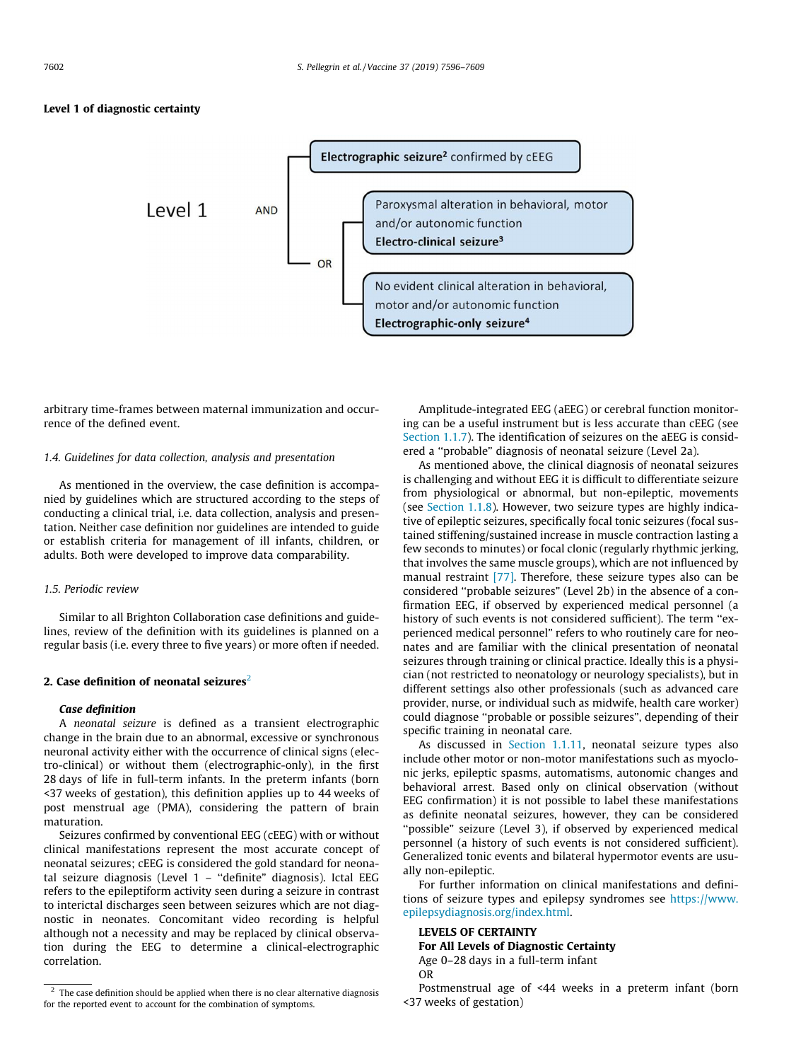**Level 1 of diagnostic certainty**

Level 1 AND
- **Electrographic seizure[2]** confirmed by cEEG
- OR
  - Paroxysmal alteration in behavioral, motor and/or autonomic function **Electro-clinical seizure[3]**
  - No evident clinical alteration in behavioral, motor and/or autonomic function **Electrographic-only seizure[4]**

arbitrary time-frames between maternal immunization and occurrence of the defined event.

### 1.4. Guidelines for data collection, analysis and presentation

As mentioned in the overview, the case definition is accompanied by guidelines which are structured according to the steps of conducting a clinical trial, i.e. data collection, analysis and presentation. Neither case definition nor guidelines are intended to guide or establish criteria for management of ill infants, children, or adults. Both were developed to improve data comparability.

### 1.5. Periodic review

Similar to all Brighton Collaboration case definitions and guidelines, review of the definition with its guidelines is planned on a regular basis (i.e. every three to five years) or more often if needed.

## 2. Case definition of neonatal seizures[2]

***Case definition***

A *neonatal seizure* is defined as a transient electrographic change in the brain due to an abnormal, excessive or synchronous neuronal activity either with the occurrence of clinical signs (electro-clinical) or without them (electrographic-only), in the first 28 days of life in full-term infants. In the preterm infants (born <37 weeks of gestation), this definition applies up to 44 weeks of post menstrual age (PMA), considering the pattern of brain maturation.

Seizures confirmed by conventional EEG (cEEG) with or without clinical manifestations represent the most accurate concept of neonatal seizures; cEEG is considered the gold standard for neonatal seizure diagnosis (Level 1 – "definite" diagnosis). Ictal EEG refers to the epileptiform activity seen during a seizure in contrast to interictal discharges seen between seizures which are not diagnostic in neonates. Concomitant video recording is helpful although not a necessity and may be replaced by clinical observation during the EEG to determine a clinical-electrographic correlation.

Amplitude-integrated EEG (aEEG) or cerebral function monitoring can be a useful instrument but is less accurate than cEEG (see Section 1.1.7). The identification of seizures on the aEEG is considered a "probable" diagnosis of neonatal seizure (Level 2a).

As mentioned above, the clinical diagnosis of neonatal seizures is challenging and without EEG it is difficult to differentiate seizure from physiological or abnormal, but non-epileptic, movements (see Section 1.1.8). However, two seizure types are highly indicative of epileptic seizures, specifically focal tonic seizures (focal sustained stiffening/sustained increase in muscle contraction lasting a few seconds to minutes) or focal clonic (regularly rhythmic jerking, that involves the same muscle groups), which are not influenced by manual restraint [77]. Therefore, these seizure types also can be considered "probable seizures" (Level 2b) in the absence of a confirmation EEG, if observed by experienced medical personnel (a history of such events is not considered sufficient). The term "experienced medical personnel" refers to who routinely care for neonates and are familiar with the clinical presentation of neonatal seizures through training or clinical practice. Ideally this is a physician (not restricted to neonatology or neurology specialists), but in different settings also other professionals (such as advanced care provider, nurse, or individual such as midwife, health care worker) could diagnose "probable or possible seizures", depending of their specific training in neonatal care.

As discussed in Section 1.1.11, neonatal seizure types also include other motor or non-motor manifestations such as myoclonic jerks, epileptic spasms, automatisms, autonomic changes and behavioral arrest. Based only on clinical observation (without EEG confirmation) it is not possible to label these manifestations as definite neonatal seizures, however, they can be considered "possible" seizure (Level 3), if observed by experienced medical personnel (a history of such events is not considered sufficient). Generalized tonic events and bilateral hypermotor events are usually non-epileptic.

For further information on clinical manifestations and definitions of seizure types and epilepsy syndromes see https://www.epilepsydiagnosis.org/index.html.

**LEVELS OF CERTAINTY**

**For All Levels of Diagnostic Certainty**

Age 0–28 days in a full-term infant

OR

Postmenstrual age of <44 weeks in a preterm infant (born <37 weeks of gestation)

[2] The case definition should be applied when there is no clear alternative diagnosis for the reported event to account for the combination of symptoms.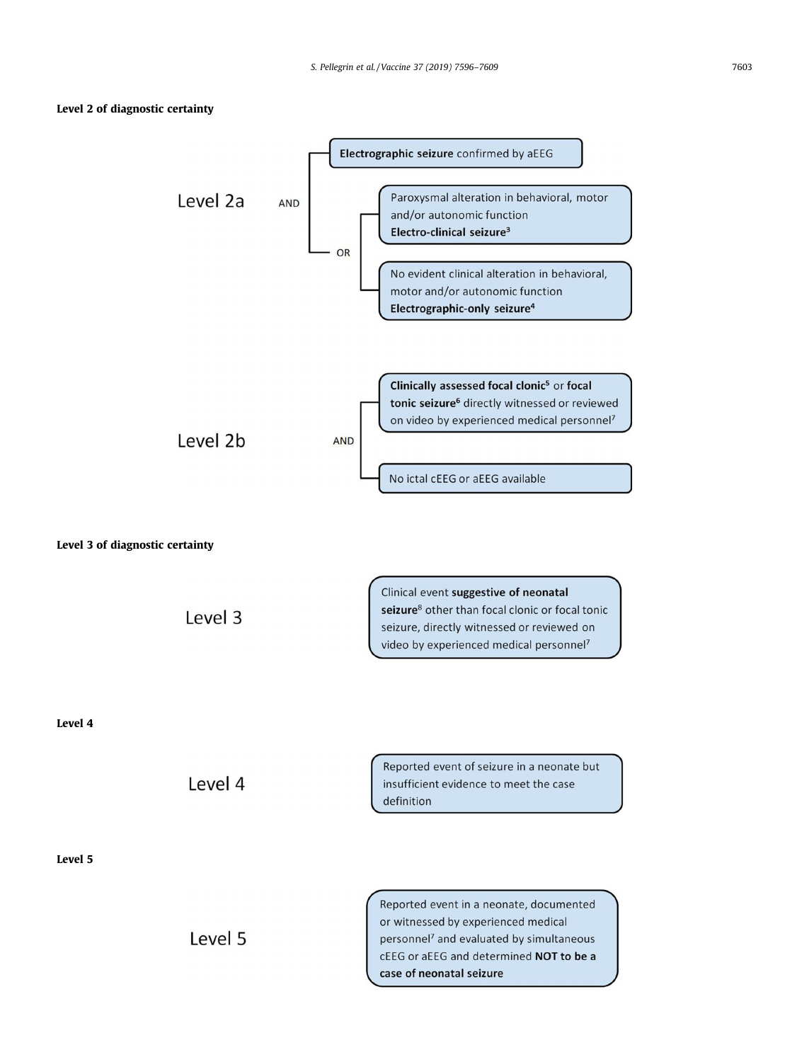**Level 2 of diagnostic certainty**

Level 2a

AND

- **Electrographic seizure** confirmed by aEEG
- OR
  - Paroxysmal alteration in behavioral, motor and/or autonomic function **Electro-clinical seizure**[3]
  - No evident clinical alteration in behavioral, motor and/or autonomic function **Electrographic-only seizure**[4]

Level 2b

AND

- **Clinically assessed focal clonic**[5] or **focal tonic seizure**[6] directly witnessed or reviewed on video by experienced medical personnel[7]
- No ictal cEEG or aEEG available

**Level 3 of diagnostic certainty**

Level 3

Clinical event **suggestive of neonatal seizure**[8] other than focal clonic or focal tonic seizure, directly witnessed or reviewed on video by experienced medical personnel[7]

**Level 4**

Level 4

Reported event of seizure in a neonate but insufficient evidence to meet the case definition

**Level 5**

Level 5

Reported event in a neonate, documented or witnessed by experienced medical personnel[7] and evaluated by simultaneous cEEG or aEEG and determined **NOT to be a case of neonatal seizure**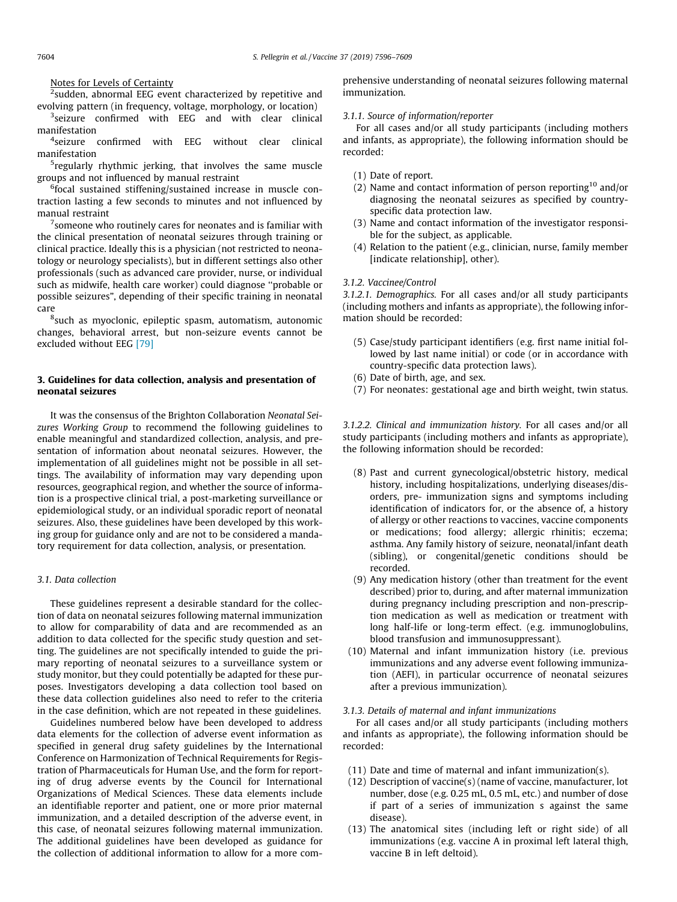Notes for Levels of Certainty

[2]sudden, abnormal EEG event characterized by repetitive and evolving pattern (in frequency, voltage, morphology, or location)

[3]seizure confirmed with EEG and with clear clinical manifestation

[4]seizure confirmed with EEG without clear clinical manifestation

[5]regularly rhythmic jerking, that involves the same muscle groups and not influenced by manual restraint

[6]focal sustained stiffening/sustained increase in muscle contraction lasting a few seconds to minutes and not influenced by manual restraint

[7]someone who routinely cares for neonates and is familiar with the clinical presentation of neonatal seizures through training or clinical practice. Ideally this is a physician (not restricted to neonatology or neurology specialists), but in different settings also other professionals (such as advanced care provider, nurse, or individual such as midwife, health care worker) could diagnose "probable or possible seizures", depending of their specific training in neonatal care

[8]such as myoclonic, epileptic spasm, automatism, autonomic changes, behavioral arrest, but non-seizure events cannot be excluded without EEG [79]

## 3. Guidelines for data collection, analysis and presentation of neonatal seizures

It was the consensus of the Brighton Collaboration *Neonatal Seizures Working Group* to recommend the following guidelines to enable meaningful and standardized collection, analysis, and presentation of information about neonatal seizures. However, the implementation of all guidelines might not be possible in all settings. The availability of information may vary depending upon resources, geographical region, and whether the source of information is a prospective clinical trial, a post-marketing surveillance or epidemiological study, or an individual sporadic report of neonatal seizures. Also, these guidelines have been developed by this working group for guidance only and are not to be considered a mandatory requirement for data collection, analysis, or presentation.

### 3.1. Data collection

These guidelines represent a desirable standard for the collection of data on neonatal seizures following maternal immunization to allow for comparability of data and are recommended as an addition to data collected for the specific study question and setting. The guidelines are not specifically intended to guide the primary reporting of neonatal seizures to a surveillance system or study monitor, but they could potentially be adapted for these purposes. Investigators developing a data collection tool based on these data collection guidelines also need to refer to the criteria in the case definition, which are not repeated in these guidelines.

Guidelines numbered below have been developed to address data elements for the collection of adverse event information as specified in general drug safety guidelines by the International Conference on Harmonization of Technical Requirements for Registration of Pharmaceuticals for Human Use, and the form for reporting of drug adverse events by the Council for International Organizations of Medical Sciences. These data elements include an identifiable reporter and patient, one or more prior maternal immunization, and a detailed description of the adverse event, in this case, of neonatal seizures following maternal immunization. The additional guidelines have been developed as guidance for the collection of additional information to allow for a more comprehensive understanding of neonatal seizures following maternal immunization.

#### 3.1.1. Source of information/reporter

For all cases and/or all study participants (including mothers and infants, as appropriate), the following information should be recorded:

(1) Date of report.
(2) Name and contact information of person reporting[10] and/or diagnosing the neonatal seizures as specified by country-specific data protection law.
(3) Name and contact information of the investigator responsible for the subject, as applicable.
(4) Relation to the patient (e.g., clinician, nurse, family member [indicate relationship], other).

#### 3.1.2. Vaccinee/Control

*3.1.2.1. Demographics.* For all cases and/or all study participants (including mothers and infants as appropriate), the following information should be recorded:

(5) Case/study participant identifiers (e.g. first name initial followed by last name initial) or code (or in accordance with country-specific data protection laws).
(6) Date of birth, age, and sex.
(7) For neonates: gestational age and birth weight, twin status.

*3.1.2.2. Clinical and immunization history.* For all cases and/or all study participants (including mothers and infants as appropriate), the following information should be recorded:

(8) Past and current gynecological/obstetric history, medical history, including hospitalizations, underlying diseases/disorders, pre- immunization signs and symptoms including identification of indicators for, or the absence of, a history of allergy or other reactions to vaccines, vaccine components or medications; food allergy; allergic rhinitis; eczema; asthma. Any family history of seizure, neonatal/infant death (sibling), or congenital/genetic conditions should be recorded.
(9) Any medication history (other than treatment for the event described) prior to, during, and after maternal immunization during pregnancy including prescription and non-prescription medication as well as medication or treatment with long half-life or long-term effect. (e.g. immunoglobulins, blood transfusion and immunosuppressant).
(10) Maternal and infant immunization history (i.e. previous immunizations and any adverse event following immunization (AEFI), in particular occurrence of neonatal seizures after a previous immunization).

#### 3.1.3. Details of maternal and infant immunizations

For all cases and/or all study participants (including mothers and infants as appropriate), the following information should be recorded:

(11) Date and time of maternal and infant immunization(s).
(12) Description of vaccine(s) (name of vaccine, manufacturer, lot number, dose (e.g. 0.25 mL, 0.5 mL, etc.) and number of dose if part of a series of immunization s against the same disease).
(13) The anatomical sites (including left or right side) of all immunizations (e.g. vaccine A in proximal left lateral thigh, vaccine B in left deltoid).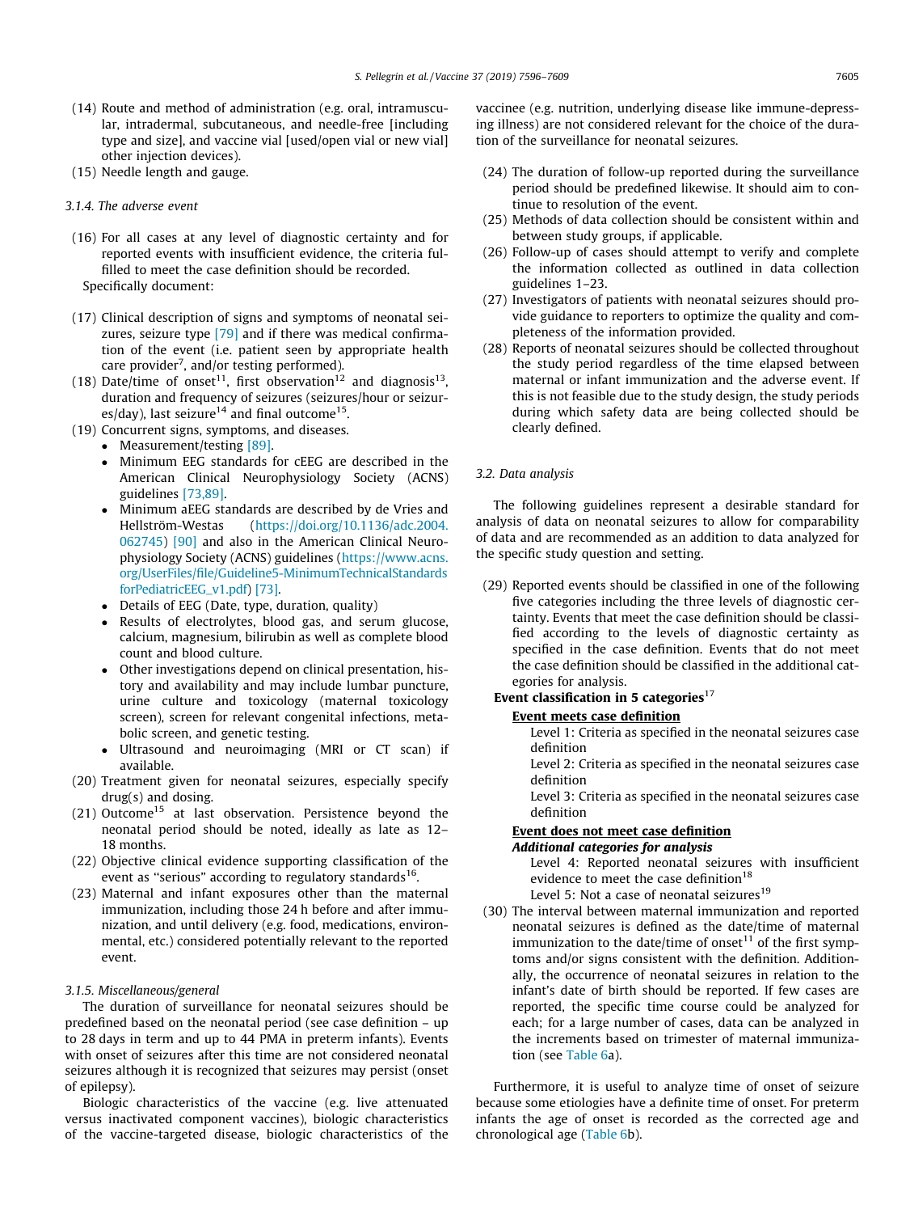(14) Route and method of administration (e.g. oral, intramuscular, intradermal, subcutaneous, and needle-free [including type and size], and vaccine vial [used/open vial or new vial] other injection devices).

(15) Needle length and gauge.

#### 3.1.4. The adverse event

(16) For all cases at any level of diagnostic certainty and for reported events with insufficient evidence, the criteria fulfilled to meet the case definition should be recorded.

Specifically document:

(17) Clinical description of signs and symptoms of neonatal seizures, seizure type [79] and if there was medical confirmation of the event (i.e. patient seen by appropriate health care provider[7], and/or testing performed).

(18) Date/time of onset[11], first observation[12] and diagnosis[13], duration and frequency of seizures (seizures/hour or seizures/day), last seizure[14] and final outcome[15].

(19) Concurrent signs, symptoms, and diseases.
- Measurement/testing [89].
- Minimum EEG standards for cEEG are described in the American Clinical Neurophysiology Society (ACNS) guidelines [73,89].
- Minimum aEEG standards are described by de Vries and Hellström-Westas (https://doi.org/10.1136/adc.2004.062745) [90] and also in the American Clinical Neurophysiology Society (ACNS) guidelines (https://www.acns.org/UserFiles/file/Guideline5-MinimumTechnicalStandardsforPediatricEEG_v1.pdf) [73].
- Details of EEG (Date, type, duration, quality)
- Results of electrolytes, blood gas, and serum glucose, calcium, magnesium, bilirubin as well as complete blood count and blood culture.
- Other investigations depend on clinical presentation, history and availability and may include lumbar puncture, urine culture and toxicology (maternal toxicology screen), screen for relevant congenital infections, metabolic screen, and genetic testing.
- Ultrasound and neuroimaging (MRI or CT scan) if available.

(20) Treatment given for neonatal seizures, especially specify drug(s) and dosing.

(21) Outcome[15] at last observation. Persistence beyond the neonatal period should be noted, ideally as late as 12–18 months.

(22) Objective clinical evidence supporting classification of the event as "serious" according to regulatory standards[16].

(23) Maternal and infant exposures other than the maternal immunization, including those 24 h before and after immunization, and until delivery (e.g. food, medications, environmental, etc.) considered potentially relevant to the reported event.

#### 3.1.5. Miscellaneous/general

The duration of surveillance for neonatal seizures should be predefined based on the neonatal period (see case definition – up to 28 days in term and up to 44 PMA in preterm infants). Events with onset of seizures after this time are not considered neonatal seizures although it is recognized that seizures may persist (onset of epilepsy).

Biologic characteristics of the vaccine (e.g. live attenuated versus inactivated component vaccines), biologic characteristics of the vaccine-targeted disease, biologic characteristics of the vaccinee (e.g. nutrition, underlying disease like immune-depressing illness) are not considered relevant for the choice of the duration of the surveillance for neonatal seizures.

(24) The duration of follow-up reported during the surveillance period should be predefined likewise. It should aim to continue to resolution of the event.

(25) Methods of data collection should be consistent within and between study groups, if applicable.

(26) Follow-up of cases should attempt to verify and complete the information collected as outlined in data collection guidelines 1–23.

(27) Investigators of patients with neonatal seizures should provide guidance to reporters to optimize the quality and completeness of the information provided.

(28) Reports of neonatal seizures should be collected throughout the study period regardless of the time elapsed between maternal or infant immunization and the adverse event. If this is not feasible due to the study design, the study periods during which safety data are being collected should be clearly defined.

### 3.2. Data analysis

The following guidelines represent a desirable standard for analysis of data on neonatal seizures to allow for comparability of data and are recommended as an addition to data analyzed for the specific study question and setting.

(29) Reported events should be classified in one of the following five categories including the three levels of diagnostic certainty. Events that meet the case definition should be classified according to the levels of diagnostic certainty as specified in the case definition. Events that do not meet the case definition should be classified in the additional categories for analysis.

**Event classification in 5 categories**[17]

**Event meets case definition**

Level 1: Criteria as specified in the neonatal seizures case definition

Level 2: Criteria as specified in the neonatal seizures case definition

Level 3: Criteria as specified in the neonatal seizures case definition

**Event does not meet case definition**

***Additional categories for analysis***

Level 4: Reported neonatal seizures with insufficient evidence to meet the case definition[18]

Level 5: Not a case of neonatal seizures[19]

(30) The interval between maternal immunization and reported neonatal seizures is defined as the date/time of maternal immunization to the date/time of onset[11] of the first symptoms and/or signs consistent with the definition. Additionally, the occurrence of neonatal seizures in relation to the infant's date of birth should be reported. If few cases are reported, the specific time course could be analyzed for each; for a large number of cases, data can be analyzed in the increments based on trimester of maternal immunization (see Table 6a).

Furthermore, it is useful to analyze time of onset of seizure because some etiologies have a definite time of onset. For preterm infants the age of onset is recorded as the corrected age and chronological age (Table 6b).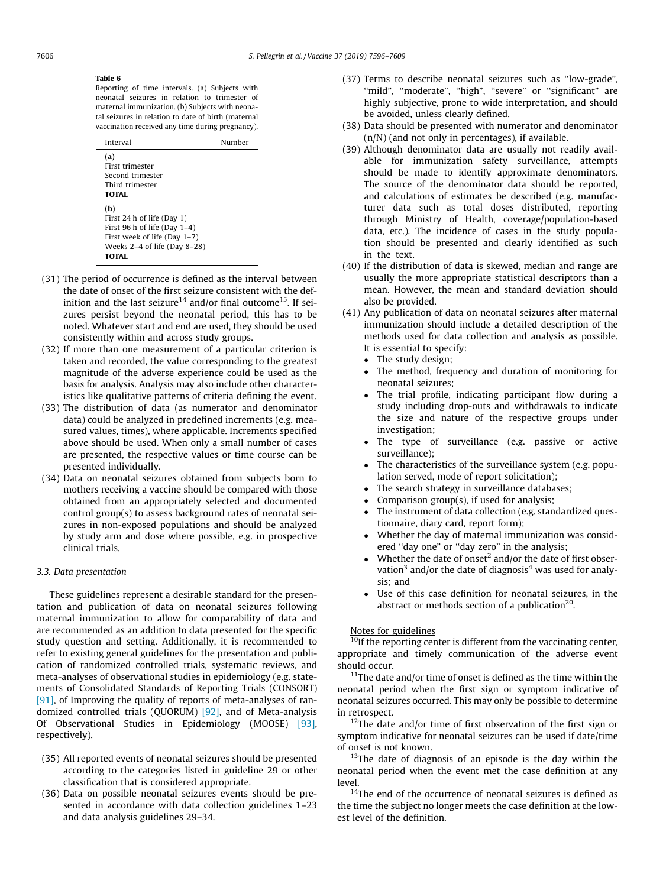**Table 6**
Reporting of time intervals. (a) Subjects with neonatal seizures in relation to trimester of maternal immunization. (b) Subjects with neonatal seizures in relation to date of birth (maternal vaccination received any time during pregnancy).

| Interval | Number |
|---|---|
| **(a)** | |
| First trimester | |
| Second trimester | |
| Third trimester | |
| **TOTAL** | |
| **(b)** | |
| First 24 h of life (Day 1) | |
| First 96 h of life (Day 1–4) | |
| First week of life (Day 1–7) | |
| Weeks 2–4 of life (Day 8–28) | |
| **TOTAL** | |

(31) The period of occurrence is defined as the interval between the date of onset of the first seizure consistent with the definition and the last seizure[14] and/or final outcome[15]. If seizures persist beyond the neonatal period, this has to be noted. Whatever start and end are used, they should be used consistently within and across study groups.

(32) If more than one measurement of a particular criterion is taken and recorded, the value corresponding to the greatest magnitude of the adverse experience could be used as the basis for analysis. Analysis may also include other characteristics like qualitative patterns of criteria defining the event.

(33) The distribution of data (as numerator and denominator data) could be analyzed in predefined increments (e.g. measured values, times), where applicable. Increments specified above should be used. When only a small number of cases are presented, the respective values or time course can be presented individually.

(34) Data on neonatal seizures obtained from subjects born to mothers receiving a vaccine should be compared with those obtained from an appropriately selected and documented control group(s) to assess background rates of neonatal seizures in non-exposed populations and should be analyzed by study arm and dose where possible, e.g. in prospective clinical trials.

### 3.3. Data presentation

These guidelines represent a desirable standard for the presentation and publication of data on neonatal seizures following maternal immunization to allow for comparability of data and are recommended as an addition to data presented for the specific study question and setting. Additionally, it is recommended to refer to existing general guidelines for the presentation and publication of randomized controlled trials, systematic reviews, and meta-analyses of observational studies in epidemiology (e.g. statements of Consolidated Standards of Reporting Trials (CONSORT) [91], of Improving the quality of reports of meta-analyses of randomized controlled trials (QUOROM) [92], and of Meta-analysis Of Observational Studies in Epidemiology (MOOSE) [93], respectively).

(35) All reported events of neonatal seizures should be presented according to the categories listed in guideline 29 or other classification that is considered appropriate.

(36) Data on possible neonatal seizures events should be presented in accordance with data collection guidelines 1–23 and data analysis guidelines 29–34.

(37) Terms to describe neonatal seizures such as "low-grade", "mild", "moderate", "high", "severe" or "significant" are highly subjective, prone to wide interpretation, and should be avoided, unless clearly defined.

(38) Data should be presented with numerator and denominator (n/N) (and not only in percentages), if available.

(39) Although denominator data are usually not readily available for immunization safety surveillance, attempts should be made to identify approximate denominators. The source of the denominator data should be reported, and calculations of estimates be described (e.g. manufacturer data such as total doses distributed, reporting through Ministry of Health, coverage/population-based data, etc.). The incidence of cases in the study population should be presented and clearly identified as such in the text.

(40) If the distribution of data is skewed, median and range are usually the more appropriate statistical descriptors than a mean. However, the mean and standard deviation should also be provided.

(41) Any publication of data on neonatal seizures after maternal immunization should include a detailed description of the methods used for data collection and analysis as possible. It is essential to specify:
- The study design;
- The method, frequency and duration of monitoring for neonatal seizures;
- The trial profile, indicating participant flow during a study including drop-outs and withdrawals to indicate the size and nature of the respective groups under investigation;
- The type of surveillance (e.g. passive or active surveillance);
- The characteristics of the surveillance system (e.g. population served, mode of report solicitation);
- The search strategy in surveillance databases;
- Comparison group(s), if used for analysis;
- The instrument of data collection (e.g. standardized questionnaire, diary card, report form);
- Whether the day of maternal immunization was considered "day one" or "day zero" in the analysis;
- Whether the date of onset[2] and/or the date of first observation[3] and/or the date of diagnosis[4] was used for analysis; and
- Use of this case definition for neonatal seizures, in the abstract or methods section of a publication[20].

Notes for guidelines

[10]If the reporting center is different from the vaccinating center, appropriate and timely communication of the adverse event should occur.

[11]The date and/or time of onset is defined as the time within the neonatal period when the first sign or symptom indicative of neonatal seizures occurred. This may only be possible to determine in retrospect.

[12]The date and/or time of first observation of the first sign or symptom indicative for neonatal seizures can be used if date/time of onset is not known.

[13]The date of diagnosis of an episode is the day within the neonatal period when the event met the case definition at any level.

[14]The end of the occurrence of neonatal seizures is defined as the time the subject no longer meets the case definition at the lowest level of the definition.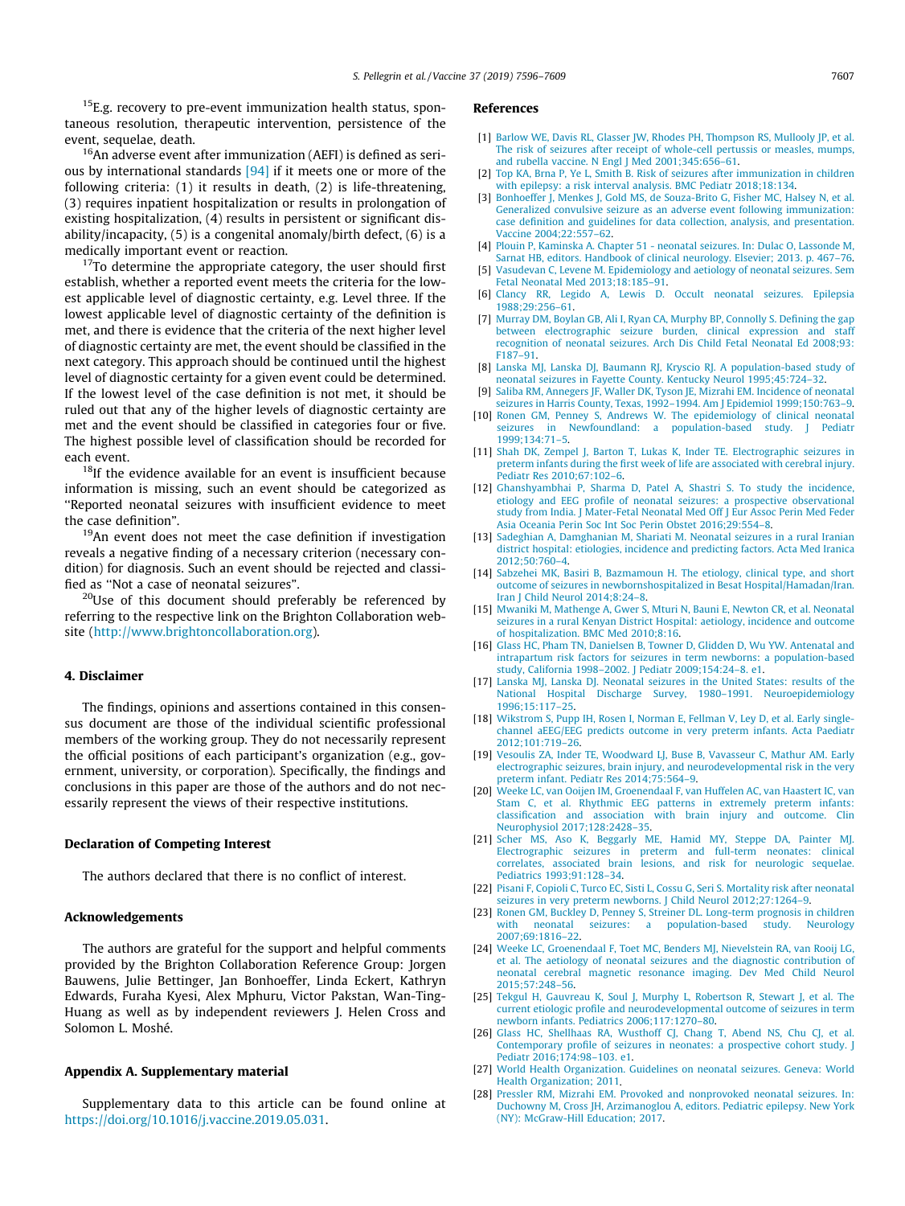[15]E.g. recovery to pre-event immunization health status, spontaneous resolution, therapeutic intervention, persistence of the event, sequelae, death.

[16]An adverse event after immunization (AEFI) is defined as serious by international standards [94] if it meets one or more of the following criteria: (1) it results in death, (2) is life-threatening, (3) requires inpatient hospitalization or results in prolongation of existing hospitalization, (4) results in persistent or significant disability/incapacity, (5) is a congenital anomaly/birth defect, (6) is a medically important event or reaction.

[17]To determine the appropriate category, the user should first establish, whether a reported event meets the criteria for the lowest applicable level of diagnostic certainty, e.g. Level three. If the lowest applicable level of diagnostic certainty of the definition is met, and there is evidence that the criteria of the next higher level of diagnostic certainty are met, the event should be classified in the next category. This approach should be continued until the highest level of diagnostic certainty for a given event could be determined. If the lowest level of the case definition is not met, it should be ruled out that any of the higher levels of diagnostic certainty are met and the event should be classified in categories four or five. The highest possible level of classification should be recorded for each event.

[18]If the evidence available for an event is insufficient because information is missing, such an event should be categorized as "Reported neonatal seizures with insufficient evidence to meet the case definition".

[19]An event does not meet the case definition if investigation reveals a negative finding of a necessary criterion (necessary condition) for diagnosis. Such an event should be rejected and classified as "Not a case of neonatal seizures".

[20]Use of this document should preferably be referenced by referring to the respective link on the Brighton Collaboration website (http://www.brightoncollaboration.org).

## 4. Disclaimer

The findings, opinions and assertions contained in this consensus document are those of the individual scientific professional members of the working group. They do not necessarily represent the official positions of each participant's organization (e.g., government, university, or corporation). Specifically, the findings and conclusions in this paper are those of the authors and do not necessarily represent the views of their respective institutions.

## Declaration of Competing Interest

The authors declared that there is no conflict of interest.

## Acknowledgements

The authors are grateful for the support and helpful comments provided by the Brighton Collaboration Reference Group: Jorgen Bauwens, Julie Bettinger, Jan Bonhoeffer, Linda Eckert, Kathryn Edwards, Furaha Kyesi, Alex Mphuru, Victor Pakstan, Wan-Ting-Huang as well as by independent reviewers J. Helen Cross and Solomon L. Moshé.

## Appendix A. Supplementary material

Supplementary data to this article can be found online at https://doi.org/10.1016/j.vaccine.2019.05.031.

## References

[1] Barlow WE, Davis RL, Glasser JW, Rhodes PH, Thompson RS, Mullooly JP, et al. The risk of seizures after receipt of whole-cell pertussis or measles, mumps, and rubella vaccine. N Engl J Med 2001;345:656–61.

[2] Top KA, Brna P, Ye L, Smith B. Risk of seizures after immunization in children with epilepsy: a risk interval analysis. BMC Pediatr 2018;18:134.

[3] Bonhoeffer J, Menkes J, Gold MS, de Souza-Brito G, Fisher MC, Halsey N, et al. Generalized convulsive seizure as an adverse event following immunization: case definition and guidelines for data collection, analysis, and presentation. Vaccine 2004;22:557–62.

[4] Plouin P, Kaminska A. Chapter 51 - neonatal seizures. In: Dulac O, Lassonde M, Sarnat HB, editors. Handbook of clinical neurology. Elsevier; 2013. p. 467–76.

[5] Vasudevan C, Levene M. Epidemiology and aetiology of neonatal seizures. Sem Fetal Neonatal Med 2013;18:185–91.

[6] Clancy RR, Legido A, Lewis D. Occult neonatal seizures. Epilepsia 1988;29:256–61.

[7] Murray DM, Boylan GB, Ali I, Ryan CA, Murphy BP, Connolly S. Defining the gap between electrographic seizure burden, clinical expression and staff recognition of neonatal seizures. Arch Dis Child Fetal Neonatal Ed 2008;93: F187–91.

[8] Lanska MJ, Lanska DJ, Baumann RJ, Kryscio RJ. A population-based study of neonatal seizures in Fayette County. Kentucky Neurol 1995;45:724–32.

[9] Saliba RM, Annegers JF, Waller DK, Tyson JE, Mizrahi EM. Incidence of neonatal seizures in Harris County, Texas, 1992–1994. Am J Epidemiol 1999;150:763–9.

[10] Ronen GM, Penney S, Andrews W. The epidemiology of clinical neonatal seizures in Newfoundland: a population-based study. J Pediatr 1999;134:71–5.

[11] Shah DK, Zempel J, Barton T, Lukas K, Inder TE. Electrographic seizures in preterm infants during the first week of life are associated with cerebral injury. Pediatr Res 2010;67:102–6.

[12] Ghanshyambhai P, Sharma D, Patel A, Shastri S. To study the incidence, etiology and EEG profile of neonatal seizures: a prospective observational study from India. J Mater-Fetal Neonatal Med Off J Eur Assoc Perin Med Feder Asia Oceania Perin Soc Int Soc Perin Obstet 2016;29:554–8.

[13] Sadeghian A, Damghanian M, Shariati M. Neonatal seizures in a rural Iranian district hospital: etiologies, incidence and predicting factors. Acta Med Iranica 2012;50:760–4.

[14] Sabzehei MK, Basiri B, Bazmamoun H. The etiology, clinical type, and short outcome of seizures in newbornshospitalized in Besat Hospital/Hamadan/Iran. Iran J Child Neurol 2014;8:24–8.

[15] Mwaniki M, Mathenge A, Gwer S, Mturi N, Bauni E, Newton CR, et al. Neonatal seizures in a rural Kenyan District Hospital: aetiology, incidence and outcome of hospitalization. BMC Med 2010;8:16.

[16] Glass HC, Pham TN, Danielsen B, Towner D, Glidden D, Wu YW. Antenatal and intrapartum risk factors for seizures in term newborns: a population-based study, California 1998–2002. J Pediatr 2009;154:24–8. e1.

[17] Lanska MJ, Lanska DJ. Neonatal seizures in the United States: results of the National Hospital Discharge Survey, 1980–1991. Neuroepidemiology 1996;15:117–25.

[18] Wikstrom S, Pupp IH, Rosen I, Norman E, Fellman V, Ley D, et al. Early single-channel aEEG/EEG predicts outcome in very preterm infants. Acta Paediatr 2012;101:719–26.

[19] Vesoulis ZA, Inder TE, Woodward LJ, Buse B, Vavasseur C, Mathur AM. Early electrographic seizures, brain injury, and neurodevelopmental risk in the very preterm infant. Pediatr Res 2014;75:564–9.

[20] Weeke LC, van Ooijen IM, Groenendaal F, van Huffelen AC, van Haastert IC, van Stam C, et al. Rhythmic EEG patterns in extremely preterm infants: classification and association with brain injury and outcome. Clin Neurophysiol 2017;128:2428–35.

[21] Scher MS, Aso K, Beggarly ME, Hamid MY, Steppe DA, Painter MJ. Electrographic seizures in preterm and full-term neonates: clinical correlates, associated brain lesions, and risk for neurologic sequelae. Pediatrics 1993;91:128–34.

[22] Pisani F, Copioli C, Turco EC, Sisti L, Cossu G, Seri S. Mortality risk after neonatal seizures in very preterm newborns. J Child Neurol 2012;27:1264–9.

[23] Ronen GM, Buckley D, Penney S, Streiner DL. Long-term prognosis in children with neonatal seizures: a population-based study. Neurology 2007;69:1816–22.

[24] Weeke LC, Groenendaal F, Toet MC, Benders MJ, Nievelstein RA, van Rooij LG, et al. The aetiology of neonatal seizures and the diagnostic contribution of neonatal cerebral magnetic resonance imaging. Dev Med Child Neurol 2015;57:248–56.

[25] Tekgul H, Gauvreau K, Soul J, Murphy L, Robertson R, Stewart J, et al. The current etiologic profile and neurodevelopmental outcome of seizures in term newborn infants. Pediatrics 2006;117:1270–80.

[26] Glass HC, Shellhaas RA, Wusthoff CJ, Chang T, Abend NS, Chu CJ, et al. Contemporary profile of seizures in neonates: a prospective cohort study. J Pediatr 2016;174:98–103. e1.

[27] World Health Organization. Guidelines on neonatal seizures. Geneva: World Health Organization; 2011.

[28] Pressler RM, Mizrahi EM. Provoked and nonprovoked neonatal seizures. In: Duchowny M, Cross JH, Arzimanoglou A, editors. Pediatric epilepsy. New York (NY): McGraw-Hill Education; 2017.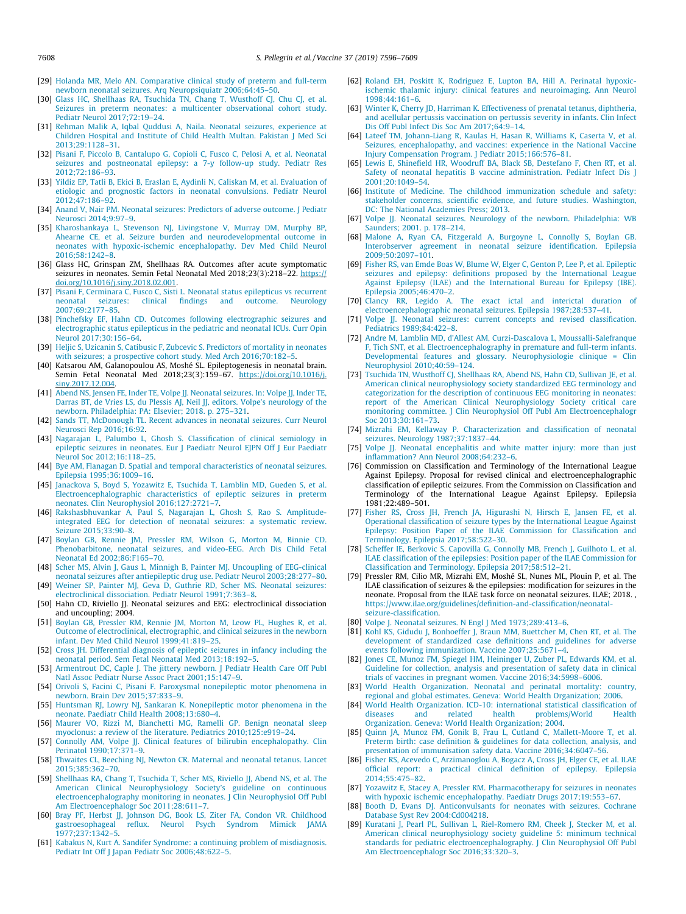[29] Holanda MR, Melo AN. Comparative clinical study of preterm and full-term newborn neonatal seizures. Arq Neuropsiquiatr 2006;64:45–50.

[30] Glass HC, Shellhaas RA, Tsuchida TN, Chang T, Wusthoff CJ, Chu CJ, et al. Seizures in preterm neonates: a multicenter observational cohort study. Pediatr Neurol 2017;72:19–24.

[31] Rehman Malik A, Iqbal Quddusi A, Naila. Neonatal seizures, experience at Children Hospital and Institute of Child Health Multan. Pakistan J Med Sci 2013;29:1128–31.

[32] Pisani F, Piccolo B, Cantalupo G, Copioli C, Fusco C, Pelosi A, et al. Neonatal seizures and postneonatal epilepsy: a 7-y follow-up study. Pediatr Res 2012;72:186–93.

[33] Yildiz EP, Tatli B, Ekici B, Eraslan E, Aydinli N, Caliskan M, et al. Evaluation of etiologic and prognostic factors in neonatal convulsions. Pediatr Neurol 2012;47:186–92.

[34] Anand V, Nair PM. Neonatal seizures: Predictors of adverse outcome. J Pediatr Neurosci 2014;9:97–9.

[35] Kharoshankaya L, Stevenson NJ, Livingstone V, Murray DM, Murphy BP, Ahearne CE, et al. Seizure burden and neurodevelopmental outcome in neonates with hypoxic-ischemic encephalopathy. Dev Med Child Neurol 2016;58:1242–8.

[36] Glass HC, Grinspan ZM, Shellhaas RA. Outcomes after acute symptomatic seizures in neonates. Semin Fetal Neonatal Med 2018;23(3):218–22. https://doi.org/10.1016/j.siny.2018.02.001.

[37] Pisani F, Cerminara C, Fusco C, Sisti L. Neonatal status epilepticus vs recurrent neonatal seizures: clinical findings and outcome. Neurology 2007;69:2177–85.

[38] Pinchefsky EF, Hahn CD. Outcomes following electrographic seizures and electrographic status epilepticus in the pediatric and neonatal ICUs. Curr Opin Neurol 2017;30:156–64.

[39] Heljic S, Uzicanin S, Catibusic F, Zubcevic S. Predictors of mortality in neonates with seizures; a prospective cohort study. Med Arch 2016;70:182–5.

[40] Katsarou AM, Galanopoulou AS, Moshé SL. Epileptogenesis in neonatal brain. Semin Fetal Neonatal Med 2018;23(3):159–67. https://doi.org/10.1016/j.siny.2017.12.004.

[41] Abend NS, Jensen FE, Inder TE, Volpe JJ. Neonatal seizures. In: Volpe JJ, Inder TE, Darras BT, de Vries LS, du Plessis AJ, Neil JJ, editors. Volpe's neurology of the newborn. Philadelphia: PA: Elsevier; 2018. p. 275–321.

[42] Sands TT, McDonough TL. Recent advances in neonatal seizures. Curr Neurol Neurosci Rep 2016;16:92.

[43] Nagarajan L, Palumbo L, Ghosh S. Classification of clinical semiology in epileptic seizures in neonates. Eur J Paediatr Neurol EJPN Off J Eur Paediatr Neurol Soc 2012;16:118–25.

[44] Bye AM, Flanagan D. Spatial and temporal characteristics of neonatal seizures. Epilepsia 1995;36:1009–16.

[45] Janackova S, Boyd S, Yozawitz E, Tsuchida T, Lamblin MD, Gueden S, et al. Electroencephalographic characteristics of epileptic seizures in preterm neonates. Clin Neurophysiol 2016;127:2721–7.

[46] Rakshasbhuvankar A, Paul S, Nagarajan L, Ghosh S, Rao S. Amplitude-integrated EEG for detection of neonatal seizures: a systematic review. Seizure 2015;33:90–8.

[47] Boylan GB, Rennie JM, Pressler RM, Wilson G, Morton M, Binnie CD. Phenobarbitone, neonatal seizures, and video-EEG. Arch Dis Child Fetal Neonatal Ed 2002;86:F165–70.

[48] Scher MS, Alvin J, Gaus L, Minnigh B, Painter MJ. Uncoupling of EEG-clinical neonatal seizures after antiepileptic drug use. Pediatr Neurol 2003;28:277–80.

[49] Weiner SP, Painter MJ, Geva D, Guthrie RD, Scher MS. Neonatal seizures: electroclinical dissociation. Pediatr Neurol 1991;7:363–8.

[50] Hahn CD, Riviello JJ. Neonatal seizures and EEG: electroclinical dissociation and uncoupling; 2004.

[51] Boylan GB, Pressler RM, Rennie JM, Morton M, Leow PL, Hughes R, et al. Outcome of electroclinical, electrographic, and clinical seizures in the newborn infant. Dev Med Child Neurol 1999;41:819–25.

[52] Cross JH. Differential diagnosis of epileptic seizures in infancy including the neonatal period. Sem Fetal Neonatal Med 2013;18:192–5.

[53] Armentrout DC, Caple J. The jittery newborn. J Pediatr Health Care Off Publ Natl Assoc Pediatr Nurse Assoc Pract 2001;15:147–9.

[54] Orivoli S, Facini C, Pisani F. Paroxysmal nonepileptic motor phenomena in newborn. Brain Dev 2015;37:833–9.

[55] Huntsman RJ, Lowry NJ, Sankaran K. Nonepileptic motor phenomena in the neonate. Paediatr Child Health 2008;13:680–4.

[56] Maurer VO, Rizzi M, Bianchetti MG, Ramelli GP. Benign neonatal sleep myoclonus: a review of the literature. Pediatrics 2010;125:e919–24.

[57] Connolly AM, Volpe JJ. Clinical features of bilirubin encephalopathy. Clin Perinatol 1990;17:371–9.

[58] Thwaites CL, Beeching NJ, Newton CR. Maternal and neonatal tetanus. Lancet 2015;385:362–70.

[59] Shellhaas RA, Chang T, Tsuchida T, Scher MS, Riviello JJ, Abend NS, et al. The American Clinical Neurophysiology Society's guideline on continuous electroencephalography monitoring in neonates. J Clin Neurophysiol Off Publ Am Electroencephalogr Soc 2011;28:611–7.

[60] Bray PF, Herbst JJ, Johnson DG, Book LS, Ziter FA, Condon VR. Childhood gastroesophageal reflux. Neurol Psych Syndrom Mimick JAMA 1977;237:1342–5.

[61] Kabakus N, Kurt A. Sandifer Syndrome: a continuing problem of misdiagnosis. Pediatr Int Off J Japan Pediatr Soc 2006;48:622–5.

[62] Roland EH, Poskitt K, Rodriguez E, Lupton BA, Hill A. Perinatal hypoxic-ischemic thalamic injury: clinical features and neuroimaging. Ann Neurol 1998;44:161–6.

[63] Winter K, Cherry JD, Harriman K. Effectiveness of prenatal tetanus, diphtheria, and acellular pertussis vaccination on pertussis severity in infants. Clin Infect Dis Off Publ Infect Dis Soc Am 2017;64:9–14.

[64] Lateef TM, Johann-Liang R, Kaulas H, Hasan R, Williams K, Caserta V, et al. Seizures, encephalopathy, and vaccines: experience in the National Vaccine Injury Compensation Program. J Pediatr 2015;166:576–81.

[65] Lewis E, Shinefield HR, Woodruff BA, Black SB, Destefano F, Chen RT, et al. Safety of neonatal hepatitis B vaccine administration. Pediatr Infect Dis J 2001;20:1049–54.

[66] Institute of Medicine. The childhood immunization schedule and safety: stakeholder concerns, scientific evidence, and future studies. Washington, DC: The National Academies Press; 2013.

[67] Volpe JJ. Neonatal seizures. Neurology of the newborn. Philadelphia: WB Saunders; 2001. p. 178–214.

[68] Malone A, Ryan CA, Fitzgerald A, Burgoyne L, Connolly S, Boylan GB. Interobserver agreement in neonatal seizure identification. Epilepsia 2009;50:2097–101.

[69] Fisher RS, van Emde Boas W, Blume W, Elger C, Genton P, Lee P, et al. Epileptic seizures and epilepsy: definitions proposed by the International League Against Epilepsy (ILAE) and the International Bureau for Epilepsy (IBE). Epilepsia 2005;46:470–2.

[70] Clancy RR, Legido A. The exact ictal and interictal duration of electroencephalographic neonatal seizures. Epilepsia 1987;28:537–41.

[71] Volpe JJ. Neonatal seizures: current concepts and revised classification. Pediatrics 1989;84:422–8.

[72] Andre M, Lamblin MD, d'Allest AM, Curzi-Dascalova L, Moussalli-Salefranque F, Tich SNT, et al. Electroencephalography in premature and full-term infants. Developmental features and glossary. Neurophysiologie clinique = Clin Neurophysiol 2010;40:59–124.

[73] Tsuchida TN, Wusthoff CJ, Shellhaas RA, Abend NS, Hahn CD, Sullivan JE, et al. American clinical neurophysiology society standardized EEG terminology and categorization for the description of continuous EEG monitoring in neonates: report of the American Clinical Neurophysiology Society critical care monitoring committee. J Clin Neurophysiol Off Publ Am Electroencephalogr Soc 2013;30:161–73.

[74] Mizrahi EM, Kellaway P. Characterization and classification of neonatal seizures. Neurology 1987;37:1837–44.

[75] Volpe JJ. Neonatal encephalitis and white matter injury: more than just inflammation? Ann Neurol 2008;64:232–6.

[76] Commission on Classification and Terminology of the International League Against Epilepsy. Proposal for revised clinical and electroencephalographic classification of epileptic seizures. From the Commission on Classification and Terminology of the International League Against Epilepsy. Epilepsia 1981;22:489–501.

[77] Fisher RS, Cross JH, French JA, Higurashi N, Hirsch E, Jansen FE, et al. Operational classification of seizure types by the International League Against Epilepsy: Position Paper of the ILAE Commission for Classification and Terminology. Epilepsia 2017;58:522–30.

[78] Scheffer IE, Berkovic S, Capovilla G, Connolly MB, French J, Guilhoto L, et al. ILAE classification of the epilepsies: Position paper of the ILAE Commission for Classification and Terminology. Epilepsia 2017;58:512–21.

[79] Pressler RM, Cilio MR, Mizrahi EM, Moshé SL, Nunes ML, Plouin P, et al. The ILAE classification of seizures & the epilepsies: modification for seizures in the neonate. Proposal from the ILAE task force on neonatal seizures. ILAE; 2018. , https://www.ilae.org/guidelines/definition-and-classification/neonatal-seizure-classification.

[80] Volpe J. Neonatal seizures. N Engl J Med 1973;289:413–6.

[81] Kohl KS, Gidudu J, Bonhoeffer J, Braun MM, Buettcher M, Chen RT, et al. The development of standardized case definitions and guidelines for adverse events following immunization. Vaccine 2007;25:5671–4.

[82] Jones CE, Munoz FM, Spiegel HM, Heininger U, Zuber PL, Edwards KM, et al. Guideline for collection, analysis and presentation of safety data in clinical trials of vaccines in pregnant women. Vaccine 2016;34:5998–6006.

[83] World Health Organization. Neonatal and perinatal mortality: country, regional and global estimates. Geneva: World Health Organization; 2006.

[84] World Health Organization. ICD-10: international statistical classification of diseases and related health problems/World Health Organization. Geneva: World Health Organization; 2004.

[85] Quinn JA, Munoz FM, Gonik B, Frau L, Cutland C, Mallett-Moore T, et al. Preterm birth: case definition & guidelines for data collection, analysis, and presentation of immunisation safety data. Vaccine 2016;34:6047–56.

[86] Fisher RS, Acevedo C, Arzimanoglou A, Bogacz A, Cross JH, Elger CE, et al. ILAE official report: a practical clinical definition of epilepsy. Epilepsia 2014;55:475–82.

[87] Yozawitz E, Stacey A, Pressler RM. Pharmacotherapy for seizures in neonates with hypoxic ischemic encephalopathy. Paediatr Drugs 2017;19:553–67.

[88] Booth D, Evans DJ. Anticonvulsants for neonates with seizures. Cochrane Database Syst Rev 2004:Cd004218.

[89] Kuratani J, Pearl PL, Sullivan L, Riel-Romero RM, Cheek J, Stecker M, et al. American clinical neurophysiology society guideline 5: minimum technical standards for pediatric electroencephalography. J Clin Neurophysiol Off Publ Am Electroencephalogr Soc 2016;33:320–3.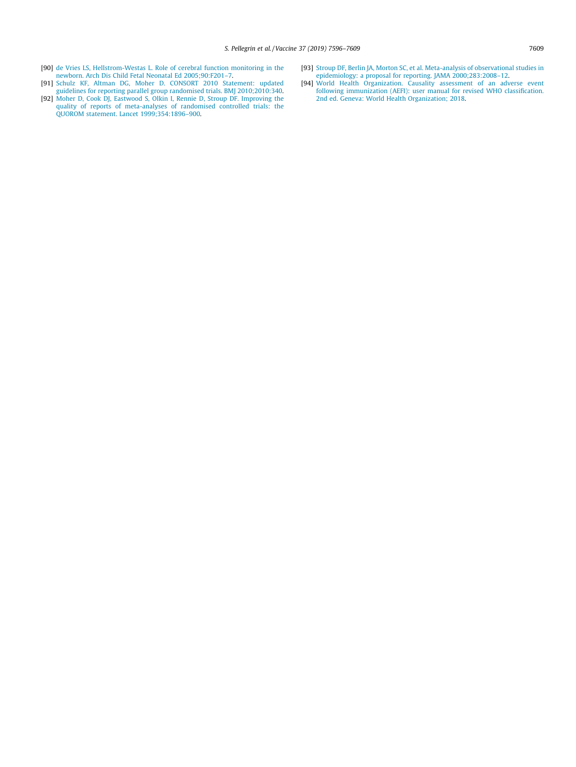[90] de Vries LS, Hellstrom-Westas L. Role of cerebral function monitoring in the newborn. Arch Dis Child Fetal Neonatal Ed 2005;90:F201–7.

[91] Schulz KF, Altman DG, Moher D. CONSORT 2010 Statement: updated guidelines for reporting parallel group randomised trials. BMJ 2010;2010:340.

[92] Moher D, Cook DJ, Eastwood S, Olkin I, Rennie D, Stroup DF. Improving the quality of reports of meta-analyses of randomised controlled trials: the QUOROM statement. Lancet 1999;354:1896–900.

[93] Stroup DF, Berlin JA, Morton SC, et al. Meta-analysis of observational studies in epidemiology: a proposal for reporting. JAMA 2000;283:2008–12.

[94] World Health Organization. Causality assessment of an adverse event following immunization (AEFI): user manual for revised WHO classification. 2nd ed. Geneva: World Health Organization; 2018.